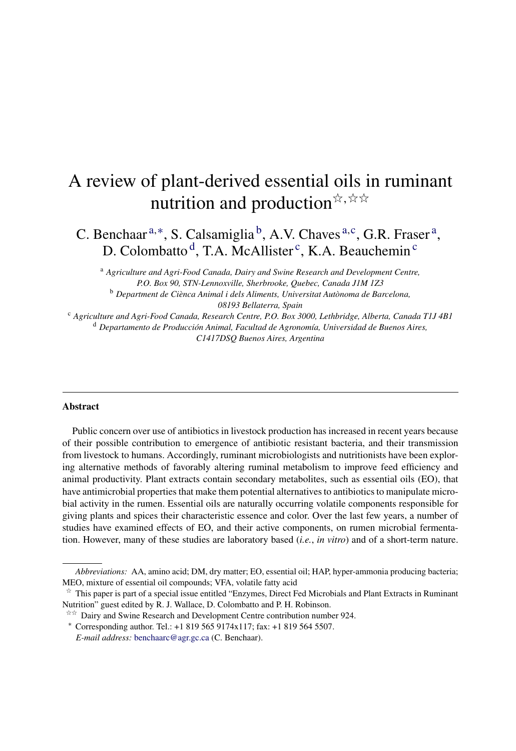# A review of plant-derived essential oils in ruminant nutrition and production[☆,☆☆]

C. Benchaar[a,*], S. Calsamiglia[b], A.V. Chaves[a,c], G.R. Fraser[a], D. Colombatto[d], T.A. McAllister[c], K.A. Beauchemin[c]

[a] *Agriculture and Agri-Food Canada, Dairy and Swine Research and Development Centre, P.O. Box 90, STN-Lennoxville, Sherbrooke, Quebec, Canada J1M 1Z3*

[b] *Department de Ciènca Animal i dels Aliments, Universitat Autònoma de Barcelona, 08193 Bellaterra, Spain*

[c] *Agriculture and Agri-Food Canada, Research Centre, P.O. Box 3000, Lethbridge, Alberta, Canada T1J 4B1*

[d] *Departamento de Producción Animal, Facultad de Agronomía, Universidad de Buenos Aires, C1417DSQ Buenos Aires, Argentina*

---

**Abstract**

Public concern over use of antibiotics in livestock production has increased in recent years because of their possible contribution to emergence of antibiotic resistant bacteria, and their transmission from livestock to humans. Accordingly, ruminant microbiologists and nutritionists have been exploring alternative methods of favorably altering ruminal metabolism to improve feed efficiency and animal productivity. Plant extracts contain secondary metabolites, such as essential oils (EO), that have antimicrobial properties that make them potential alternatives to antibiotics to manipulate microbial activity in the rumen. Essential oils are naturally occurring volatile components responsible for giving plants and spices their characteristic essence and color. Over the last few years, a number of studies have examined effects of EO, and their active components, on rumen microbial fermentation. However, many of these studies are laboratory based (*i.e.*, *in vitro*) and of a short-term nature.

---

*Abbreviations:* AA, amino acid; DM, dry matter; EO, essential oil; HAP, hyper-ammonia producing bacteria; MEO, mixture of essential oil compounds; VFA, volatile fatty acid

☆ This paper is part of a special issue entitled "Enzymes, Direct Fed Microbials and Plant Extracts in Ruminant Nutrition" guest edited by R. J. Wallace, D. Colombatto and P. H. Robinson.

☆☆ Dairy and Swine Research and Development Centre contribution number 924.

* Corresponding author. Tel.: +1 819 565 9174x117; fax: +1 819 564 5507.
*E-mail address:* benchaarc@agr.gc.ca (C. Benchaar).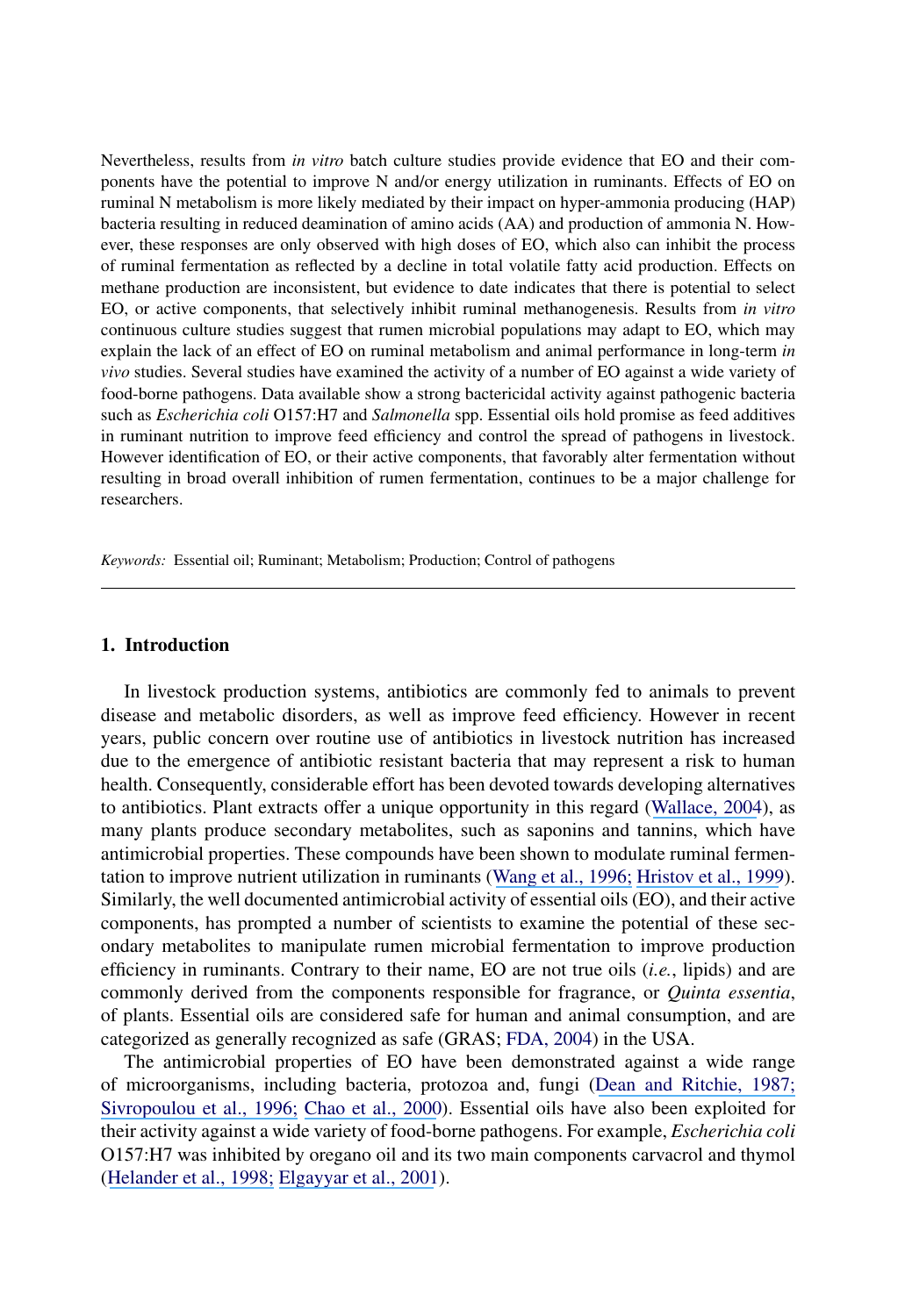Nevertheless, results from *in vitro* batch culture studies provide evidence that EO and their components have the potential to improve N and/or energy utilization in ruminants. Effects of EO on ruminal N metabolism is more likely mediated by their impact on hyper-ammonia producing (HAP) bacteria resulting in reduced deamination of amino acids (AA) and production of ammonia N. However, these responses are only observed with high doses of EO, which also can inhibit the process of ruminal fermentation as reflected by a decline in total volatile fatty acid production. Effects on methane production are inconsistent, but evidence to date indicates that there is potential to select EO, or active components, that selectively inhibit ruminal methanogenesis. Results from *in vitro* continuous culture studies suggest that rumen microbial populations may adapt to EO, which may explain the lack of an effect of EO on ruminal metabolism and animal performance in long-term *in vivo* studies. Several studies have examined the activity of a number of EO against a wide variety of food-borne pathogens. Data available show a strong bactericidal activity against pathogenic bacteria such as *Escherichia coli* O157:H7 and *Salmonella* spp. Essential oils hold promise as feed additives in ruminant nutrition to improve feed efficiency and control the spread of pathogens in livestock. However identification of EO, or their active components, that favorably alter fermentation without resulting in broad overall inhibition of rumen fermentation, continues to be a major challenge for researchers.

*Keywords:* Essential oil; Ruminant; Metabolism; Production; Control of pathogens

## 1. Introduction

In livestock production systems, antibiotics are commonly fed to animals to prevent disease and metabolic disorders, as well as improve feed efficiency. However in recent years, public concern over routine use of antibiotics in livestock nutrition has increased due to the emergence of antibiotic resistant bacteria that may represent a risk to human health. Consequently, considerable effort has been devoted towards developing alternatives to antibiotics. Plant extracts offer a unique opportunity in this regard (Wallace, 2004), as many plants produce secondary metabolites, such as saponins and tannins, which have antimicrobial properties. These compounds have been shown to modulate ruminal fermentation to improve nutrient utilization in ruminants (Wang et al., 1996; Hristov et al., 1999). Similarly, the well documented antimicrobial activity of essential oils (EO), and their active components, has prompted a number of scientists to examine the potential of these secondary metabolites to manipulate rumen microbial fermentation to improve production efficiency in ruminants. Contrary to their name, EO are not true oils (*i.e.*, lipids) and are commonly derived from the components responsible for fragrance, or *Quinta essentia*, of plants. Essential oils are considered safe for human and animal consumption, and are categorized as generally recognized as safe (GRAS; FDA, 2004) in the USA.

The antimicrobial properties of EO have been demonstrated against a wide range of microorganisms, including bacteria, protozoa and, fungi (Dean and Ritchie, 1987; Sivropoulou et al., 1996; Chao et al., 2000). Essential oils have also been exploited for their activity against a wide variety of food-borne pathogens. For example, *Escherichia coli* O157:H7 was inhibited by oregano oil and its two main components carvacrol and thymol (Helander et al., 1998; Elgayyar et al., 2001).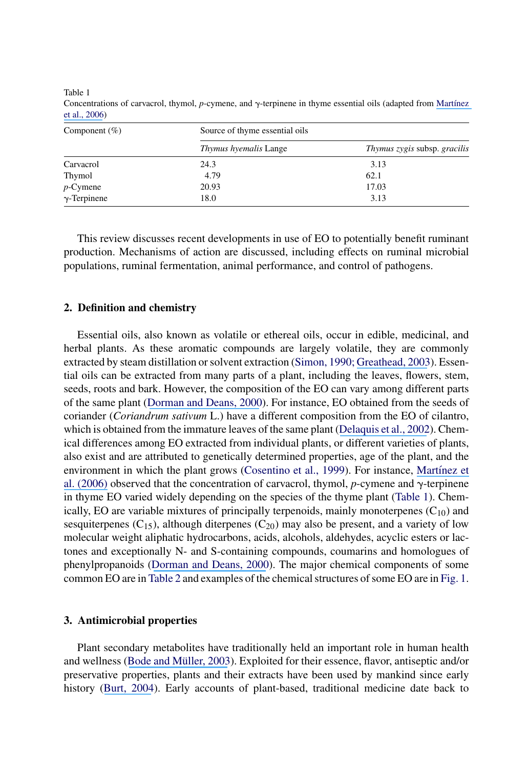Table 1
Concentrations of carvacrol, thymol, *p*-cymene, and γ-terpinene in thyme essential oils (adapted from Martínez et al., 2006)

| Component (%) | Source of thyme essential oils | |
|---|---|---|
| | *Thymus hyemalis* Lange | *Thymus zygis* subsp. *gracilis* |
| Carvacrol | 24.3 | 3.13 |
| Thymol | 4.79 | 62.1 |
| *p*-Cymene | 20.93 | 17.03 |
| γ-Terpinene | 18.0 | 3.13 |

This review discusses recent developments in use of EO to potentially benefit ruminant production. Mechanisms of action are discussed, including effects on ruminal microbial populations, ruminal fermentation, animal performance, and control of pathogens.

## 2. Definition and chemistry

Essential oils, also known as volatile or ethereal oils, occur in edible, medicinal, and herbal plants. As these aromatic compounds are largely volatile, they are commonly extracted by steam distillation or solvent extraction (Simon, 1990; Greathead, 2003). Essential oils can be extracted from many parts of a plant, including the leaves, flowers, stem, seeds, roots and bark. However, the composition of the EO can vary among different parts of the same plant (Dorman and Deans, 2000). For instance, EO obtained from the seeds of coriander (*Coriandrum sativum* L.) have a different composition from the EO of cilantro, which is obtained from the immature leaves of the same plant (Delaquis et al., 2002). Chemical differences among EO extracted from individual plants, or different varieties of plants, also exist and are attributed to genetically determined properties, age of the plant, and the environment in which the plant grows (Cosentino et al., 1999). For instance, Martínez et al. (2006) observed that the concentration of carvacrol, thymol, *p*-cymene and γ-terpinene in thyme EO varied widely depending on the species of the thyme plant (Table 1). Chemically, EO are variable mixtures of principally terpenoids, mainly monoterpenes ($C_{10}$) and sesquiterpenes ($C_{15}$), although diterpenes ($C_{20}$) may also be present, and a variety of low molecular weight aliphatic hydrocarbons, acids, alcohols, aldehydes, acyclic esters or lactones and exceptionally N- and S-containing compounds, coumarins and homologues of phenylpropanoids (Dorman and Deans, 2000). The major chemical components of some common EO are in Table 2 and examples of the chemical structures of some EO are in Fig. 1.

## 3. Antimicrobial properties

Plant secondary metabolites have traditionally held an important role in human health and wellness (Bode and Müller, 2003). Exploited for their essence, flavor, antiseptic and/or preservative properties, plants and their extracts have been used by mankind since early history (Burt, 2004). Early accounts of plant-based, traditional medicine date back to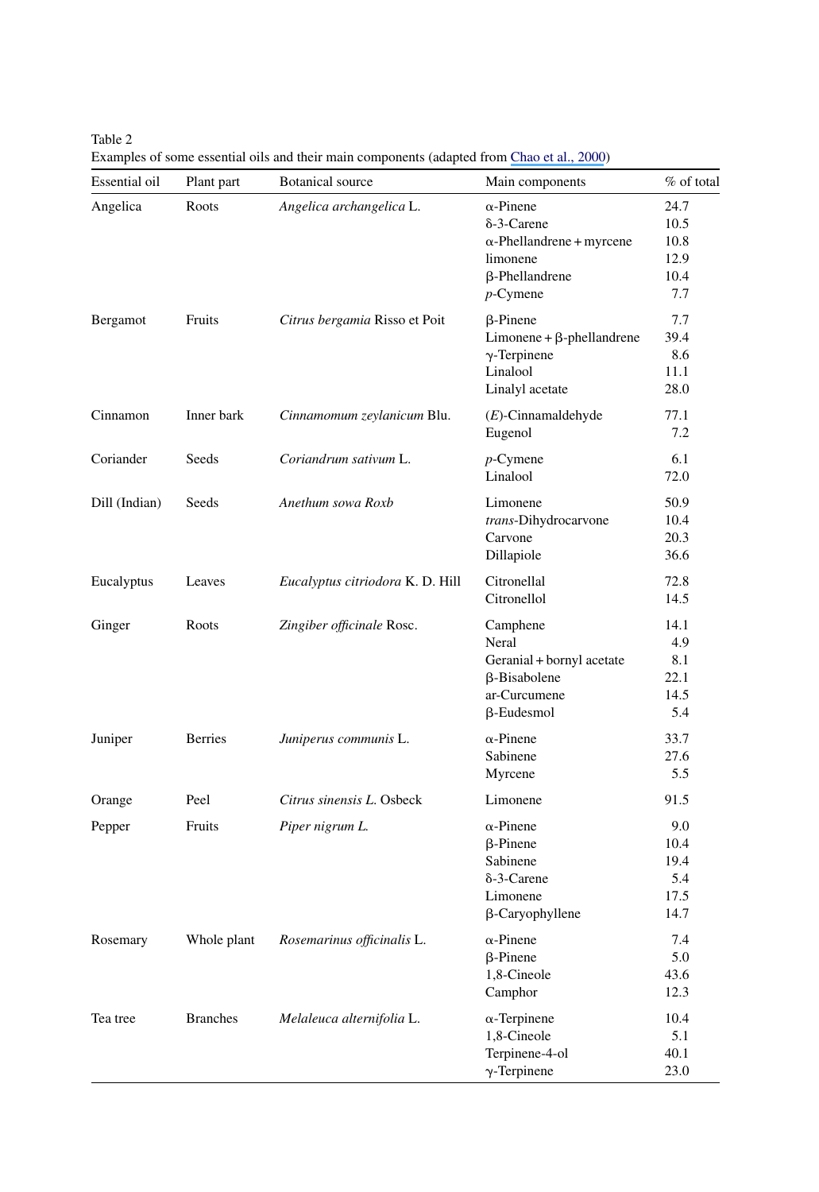Table 2
Examples of some essential oils and their main components (adapted from Chao et al., 2000)

| Essential oil | Plant part | Botanical source | Main components | % of total |
|---|---|---|---|---|
| Angelica | Roots | *Angelica archangelica* L. | α-Pinene | 24.7 |
| | | | δ-3-Carene | 10.5 |
| | | | α-Phellandrene + myrcene | 10.8 |
| | | | limonene | 12.9 |
| | | | β-Phellandrene | 10.4 |
| | | | *p*-Cymene | 7.7 |
| Bergamot | Fruits | *Citrus bergamia* Risso et Poit | β-Pinene | 7.7 |
| | | | Limonene + β-phellandrene | 39.4 |
| | | | γ-Terpinene | 8.6 |
| | | | Linalool | 11.1 |
| | | | Linalyl acetate | 28.0 |
| Cinnamon | Inner bark | *Cinnamomum zeylanicum* Blu. | (*E*)-Cinnamaldehyde | 77.1 |
| | | | Eugenol | 7.2 |
| Coriander | Seeds | *Coriandrum sativum* L. | *p*-Cymene | 6.1 |
| | | | Linalool | 72.0 |
| Dill (Indian) | Seeds | *Anethum sowa Roxb* | Limonene | 50.9 |
| | | | *trans*-Dihydrocarvone | 10.4 |
| | | | Carvone | 20.3 |
| | | | Dillapiole | 36.6 |
| Eucalyptus | Leaves | *Eucalyptus citriodora* K. D. Hill | Citronellal | 72.8 |
| | | | Citronellol | 14.5 |
| Ginger | Roots | *Zingiber officinale* Rosc. | Camphene | 14.1 |
| | | | Neral | 4.9 |
| | | | Geranial + bornyl acetate | 8.1 |
| | | | β-Bisabolene | 22.1 |
| | | | ar-Curcumene | 14.5 |
| | | | β-Eudesmol | 5.4 |
| Juniper | Berries | *Juniperus communis* L. | α-Pinene | 33.7 |
| | | | Sabinene | 27.6 |
| | | | Myrcene | 5.5 |
| Orange | Peel | *Citrus sinensis L.* Osbeck | Limonene | 91.5 |
| Pepper | Fruits | *Piper nigrum L.* | α-Pinene | 9.0 |
| | | | β-Pinene | 10.4 |
| | | | Sabinene | 19.4 |
| | | | δ-3-Carene | 5.4 |
| | | | Limonene | 17.5 |
| | | | β-Caryophyllene | 14.7 |
| Rosemary | Whole plant | *Rosemarinus officinalis* L. | α-Pinene | 7.4 |
| | | | β-Pinene | 5.0 |
| | | | 1,8-Cineole | 43.6 |
| | | | Camphor | 12.3 |
| Tea tree | Branches | *Melaleuca alternifolia* L. | α-Terpinene | 10.4 |
| | | | 1,8-Cineole | 5.1 |
| | | | Terpinene-4-ol | 40.1 |
| | | | γ-Terpinene | 23.0 |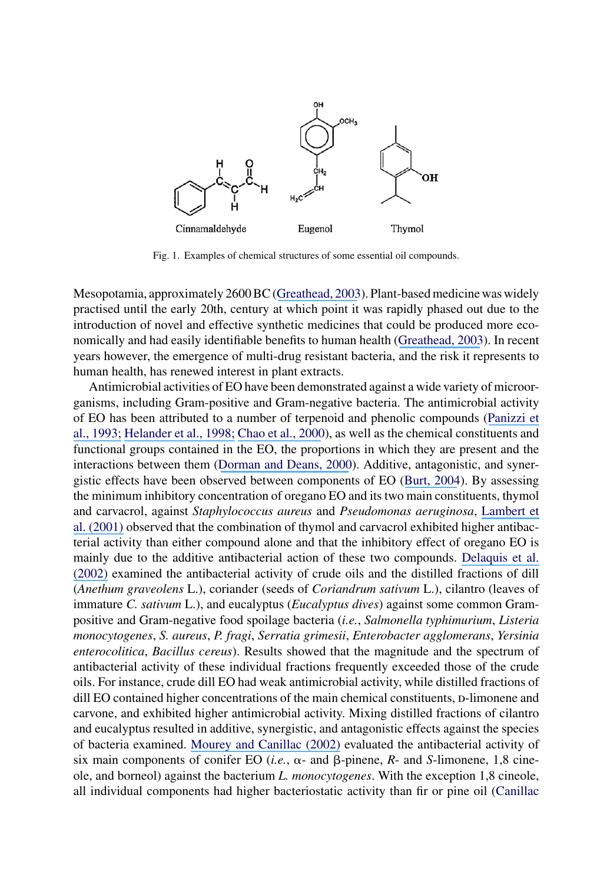Cinnamaldehyde Eugenol Thymol

Fig. 1. Examples of chemical structures of some essential oil compounds.

Mesopotamia, approximately 2600 BC (Greathead, 2003). Plant-based medicine was widely practised until the early 20th, century at which point it was rapidly phased out due to the introduction of novel and effective synthetic medicines that could be produced more economically and had easily identifiable benefits to human health (Greathead, 2003). In recent years however, the emergence of multi-drug resistant bacteria, and the risk it represents to human health, has renewed interest in plant extracts.

Antimicrobial activities of EO have been demonstrated against a wide variety of microorganisms, including Gram-positive and Gram-negative bacteria. The antimicrobial activity of EO has been attributed to a number of terpenoid and phenolic compounds (Panizzi et al., 1993; Helander et al., 1998; Chao et al., 2000), as well as the chemical constituents and functional groups contained in the EO, the proportions in which they are present and the interactions between them (Dorman and Deans, 2000). Additive, antagonistic, and synergistic effects have been observed between components of EO (Burt, 2004). By assessing the minimum inhibitory concentration of oregano EO and its two main constituents, thymol and carvacrol, against *Staphylococcus aureus* and *Pseudomonas aeruginosa*, Lambert et al. (2001) observed that the combination of thymol and carvacrol exhibited higher antibacterial activity than either compound alone and that the inhibitory effect of oregano EO is mainly due to the additive antibacterial action of these two compounds. Delaquis et al. (2002) examined the antibacterial activity of crude oils and the distilled fractions of dill (*Anethum graveolens* L.), coriander (seeds of *Coriandrum sativum* L.), cilantro (leaves of immature *C. sativum* L.), and eucalyptus (*Eucalyptus dives*) against some common Gram-positive and Gram-negative food spoilage bacteria (*i.e.*, *Salmonella typhimurium*, *Listeria monocytogenes*, *S. aureus*, *P. fragi*, *Serratia grimesii*, *Enterobacter agglomerans*, *Yersinia enterocolitica*, *Bacillus cereus*). Results showed that the magnitude and the spectrum of antibacterial activity of these individual fractions frequently exceeded those of the crude oils. For instance, crude dill EO had weak antimicrobial activity, while distilled fractions of dill EO contained higher concentrations of the main chemical constituents, D-limonene and carvone, and exhibited higher antimicrobial activity. Mixing distilled fractions of cilantro and eucalyptus resulted in additive, synergistic, and antagonistic effects against the species of bacteria examined. Mourey and Canillac (2002) evaluated the antibacterial activity of six main components of conifer EO (*i.e.*, α- and β-pinene, *R*- and *S*-limonene, 1,8 cineole, and borneol) against the bacterium *L. monocytogenes*. With the exception 1,8 cineole, all individual components had higher bacteriostatic activity than fir or pine oil (Canillac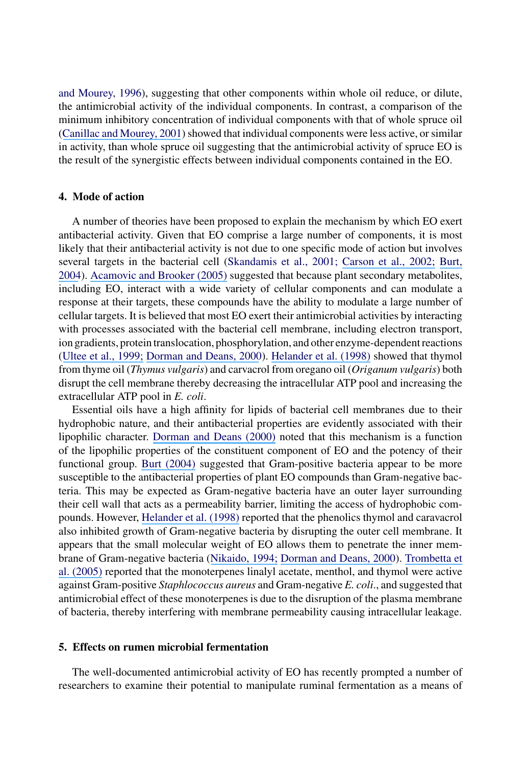and Mourey, 1996), suggesting that other components within whole oil reduce, or dilute, the antimicrobial activity of the individual components. In contrast, a comparison of the minimum inhibitory concentration of individual components with that of whole spruce oil (Canillac and Mourey, 2001) showed that individual components were less active, or similar in activity, than whole spruce oil suggesting that the antimicrobial activity of spruce EO is the result of the synergistic effects between individual components contained in the EO.

## 4. Mode of action

A number of theories have been proposed to explain the mechanism by which EO exert antibacterial activity. Given that EO comprise a large number of components, it is most likely that their antibacterial activity is not due to one specific mode of action but involves several targets in the bacterial cell (Skandamis et al., 2001; Carson et al., 2002; Burt, 2004). Acamovic and Brooker (2005) suggested that because plant secondary metabolites, including EO, interact with a wide variety of cellular components and can modulate a response at their targets, these compounds have the ability to modulate a large number of cellular targets. It is believed that most EO exert their antimicrobial activities by interacting with processes associated with the bacterial cell membrane, including electron transport, ion gradients, protein translocation, phosphorylation, and other enzyme-dependent reactions (Ultee et al., 1999; Dorman and Deans, 2000). Helander et al. (1998) showed that thymol from thyme oil (*Thymus vulgaris*) and carvacrol from oregano oil (*Origanum vulgaris*) both disrupt the cell membrane thereby decreasing the intracellular ATP pool and increasing the extracellular ATP pool in *E. coli*.

Essential oils have a high affinity for lipids of bacterial cell membranes due to their hydrophobic nature, and their antibacterial properties are evidently associated with their lipophilic character. Dorman and Deans (2000) noted that this mechanism is a function of the lipophilic properties of the constituent component of EO and the potency of their functional group. Burt (2004) suggested that Gram-positive bacteria appear to be more susceptible to the antibacterial properties of plant EO compounds than Gram-negative bacteria. This may be expected as Gram-negative bacteria have an outer layer surrounding their cell wall that acts as a permeability barrier, limiting the access of hydrophobic compounds. However, Helander et al. (1998) reported that the phenolics thymol and caravacrol also inhibited growth of Gram-negative bacteria by disrupting the outer cell membrane. It appears that the small molecular weight of EO allows them to penetrate the inner membrane of Gram-negative bacteria (Nikaido, 1994; Dorman and Deans, 2000). Trombetta et al. (2005) reported that the monoterpenes linalyl acetate, menthol, and thymol were active against Gram-positive *Staphlococcus aureus* and Gram-negative *E. coli*., and suggested that antimicrobial effect of these monoterpenes is due to the disruption of the plasma membrane of bacteria, thereby interfering with membrane permeability causing intracellular leakage.

## 5. Effects on rumen microbial fermentation

The well-documented antimicrobial activity of EO has recently prompted a number of researchers to examine their potential to manipulate ruminal fermentation as a means of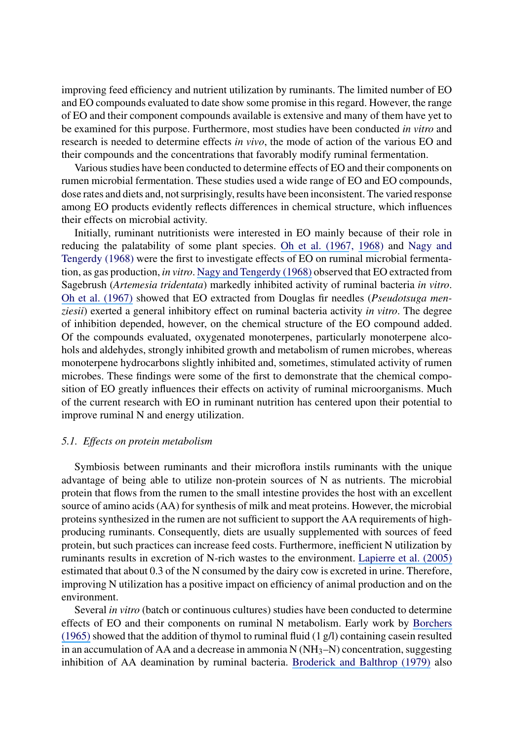improving feed efficiency and nutrient utilization by ruminants. The limited number of EO and EO compounds evaluated to date show some promise in this regard. However, the range of EO and their component compounds available is extensive and many of them have yet to be examined for this purpose. Furthermore, most studies have been conducted *in vitro* and research is needed to determine effects *in vivo*, the mode of action of the various EO and their compounds and the concentrations that favorably modify ruminal fermentation.

Various studies have been conducted to determine effects of EO and their components on rumen microbial fermentation. These studies used a wide range of EO and EO compounds, dose rates and diets and, not surprisingly, results have been inconsistent. The varied response among EO products evidently reflects differences in chemical structure, which influences their effects on microbial activity.

Initially, ruminant nutritionists were interested in EO mainly because of their role in reducing the palatability of some plant species. Oh et al. (1967, 1968) and Nagy and Tengerdy (1968) were the first to investigate effects of EO on ruminal microbial fermentation, as gas production, *in vitro*. Nagy and Tengerdy (1968) observed that EO extracted from Sagebrush (*Artemesia tridentata*) markedly inhibited activity of ruminal bacteria *in vitro*. Oh et al. (1967) showed that EO extracted from Douglas fir needles (*Pseudotsuga menziesii*) exerted a general inhibitory effect on ruminal bacteria activity *in vitro*. The degree of inhibition depended, however, on the chemical structure of the EO compound added. Of the compounds evaluated, oxygenated monoterpenes, particularly monoterpene alcohols and aldehydes, strongly inhibited growth and metabolism of rumen microbes, whereas monoterpene hydrocarbons slightly inhibited and, sometimes, stimulated activity of rumen microbes. These findings were some of the first to demonstrate that the chemical composition of EO greatly influences their effects on activity of ruminal microorganisms. Much of the current research with EO in ruminant nutrition has centered upon their potential to improve ruminal N and energy utilization.

### *5.1. Effects on protein metabolism*

Symbiosis between ruminants and their microflora instils ruminants with the unique advantage of being able to utilize non-protein sources of N as nutrients. The microbial protein that flows from the rumen to the small intestine provides the host with an excellent source of amino acids (AA) for synthesis of milk and meat proteins. However, the microbial proteins synthesized in the rumen are not sufficient to support the AA requirements of high-producing ruminants. Consequently, diets are usually supplemented with sources of feed protein, but such practices can increase feed costs. Furthermore, inefficient N utilization by ruminants results in excretion of N-rich wastes to the environment. Lapierre et al. (2005) estimated that about 0.3 of the N consumed by the dairy cow is excreted in urine. Therefore, improving N utilization has a positive impact on efficiency of animal production and on the environment.

Several *in vitro* (batch or continuous cultures) studies have been conducted to determine effects of EO and their components on ruminal N metabolism. Early work by Borchers (1965) showed that the addition of thymol to ruminal fluid (1 g/l) containing casein resulted in an accumulation of AA and a decrease in ammonia N ($NH_3$–N) concentration, suggesting inhibition of AA deamination by ruminal bacteria. Broderick and Balthrop (1979) also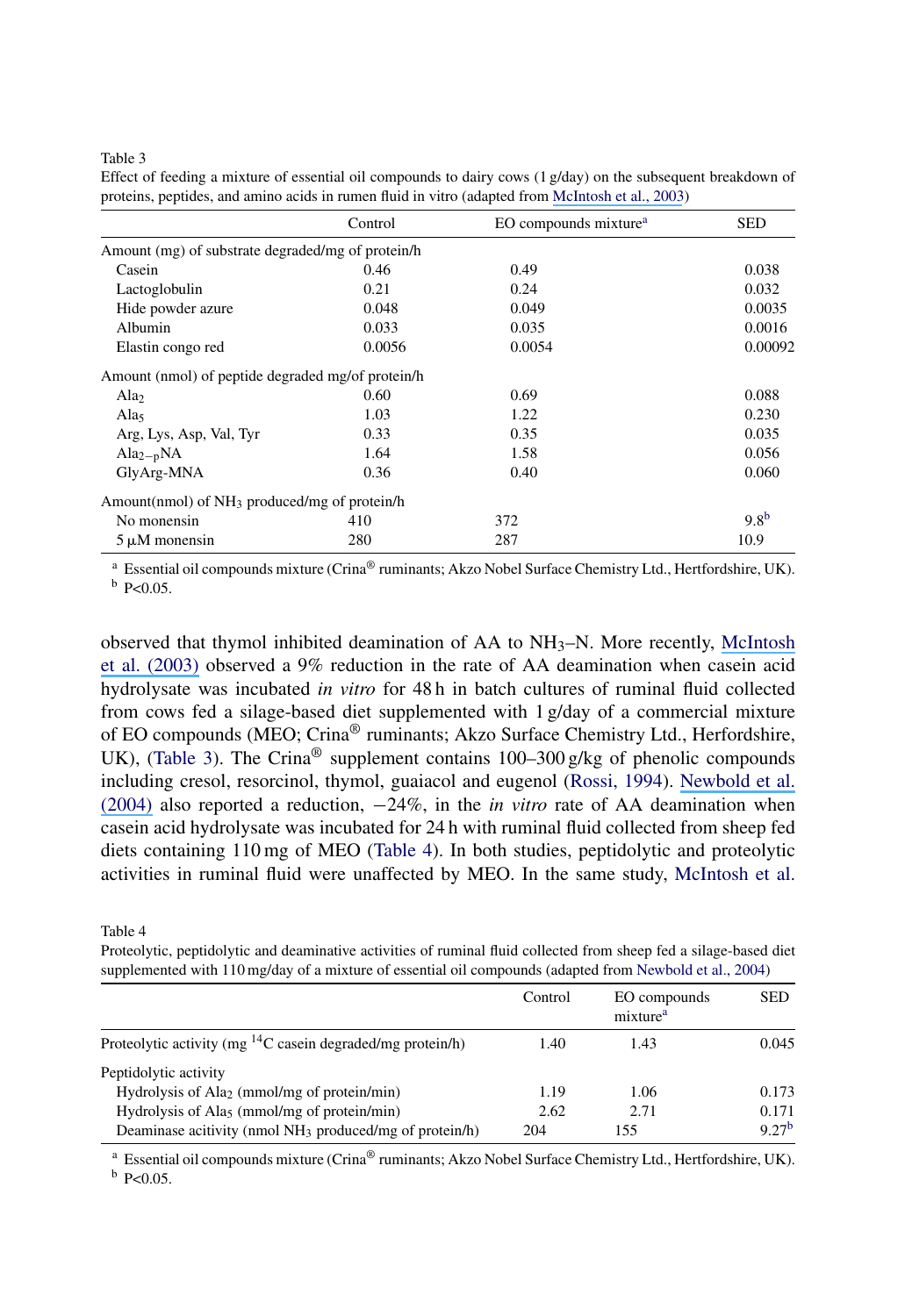Table 3
Effect of feeding a mixture of essential oil compounds to dairy cows (1 g/day) on the subsequent breakdown of proteins, peptides, and amino acids in rumen fluid in vitro (adapted from McIntosh et al., 2003)

| | Control | EO compounds mixture[a] | SED |
|---|---|---|---|
| Amount (mg) of substrate degraded/mg of protein/h | | | |
| Casein | 0.46 | 0.49 | 0.038 |
| Lactoglobulin | 0.21 | 0.24 | 0.032 |
| Hide powder azure | 0.048 | 0.049 | 0.0035 |
| Albumin | 0.033 | 0.035 | 0.0016 |
| Elastin congo red | 0.0056 | 0.0054 | 0.00092 |
| Amount (nmol) of peptide degraded mg/of protein/h | | | |
| $Ala_2$ | 0.60 | 0.69 | 0.088 |
| $Ala_5$ | 1.03 | 1.22 | 0.230 |
| Arg, Lys, Asp, Val, Tyr | 0.33 | 0.35 | 0.035 |
| $Ala_{2-p}NA$ | 1.64 | 1.58 | 0.056 |
| GlyArg-MNA | 0.36 | 0.40 | 0.060 |
| Amount(nmol) of $NH_3$ produced/mg of protein/h | | | |
| No monensin | 410 | 372 | 9.8[b] |
| 5 μM monensin | 280 | 287 | 10.9 |

[a] Essential oil compounds mixture (Crina® ruminants; Akzo Nobel Surface Chemistry Ltd., Hertfordshire, UK).
[b] P<0.05.

observed that thymol inhibited deamination of AA to $NH_3$–N. More recently, McIntosh et al. (2003) observed a 9% reduction in the rate of AA deamination when casein acid hydrolysate was incubated *in vitro* for 48 h in batch cultures of ruminal fluid collected from cows fed a silage-based diet supplemented with 1 g/day of a commercial mixture of EO compounds (MEO; Crina® ruminants; Akzo Surface Chemistry Ltd., Herfordshire, UK), (Table 3). The Crina® supplement contains 100–300 g/kg of phenolic compounds including cresol, resorcinol, thymol, guaiacol and eugenol (Rossi, 1994). Newbold et al. (2004) also reported a reduction, −24%, in the *in vitro* rate of AA deamination when casein acid hydrolysate was incubated for 24 h with ruminal fluid collected from sheep fed diets containing 110 mg of MEO (Table 4). In both studies, peptidolytic and proteolytic activities in ruminal fluid were unaffected by MEO. In the same study, McIntosh et al.

Table 4
Proteolytic, peptidolytic and deaminative activities of ruminal fluid collected from sheep fed a silage-based diet supplemented with 110 mg/day of a mixture of essential oil compounds (adapted from Newbold et al., 2004)

| | Control | EO compounds mixture[a] | SED |
|---|---|---|---|
| Proteolytic activity (mg $^{14}C$ casein degraded/mg protein/h) | 1.40 | 1.43 | 0.045 |
| Peptidolytic activity | | | |
| Hydrolysis of $Ala_2$ (mmol/mg of protein/min) | 1.19 | 1.06 | 0.173 |
| Hydrolysis of $Ala_5$ (mmol/mg of protein/min) | 2.62 | 2.71 | 0.171 |
| Deaminase acitivity (nmol $NH_3$ produced/mg of protein/h) | 204 | 155 | 9.27[b] |

[a] Essential oil compounds mixture (Crina® ruminants; Akzo Nobel Surface Chemistry Ltd., Hertfordshire, UK).
[b] P<0.05.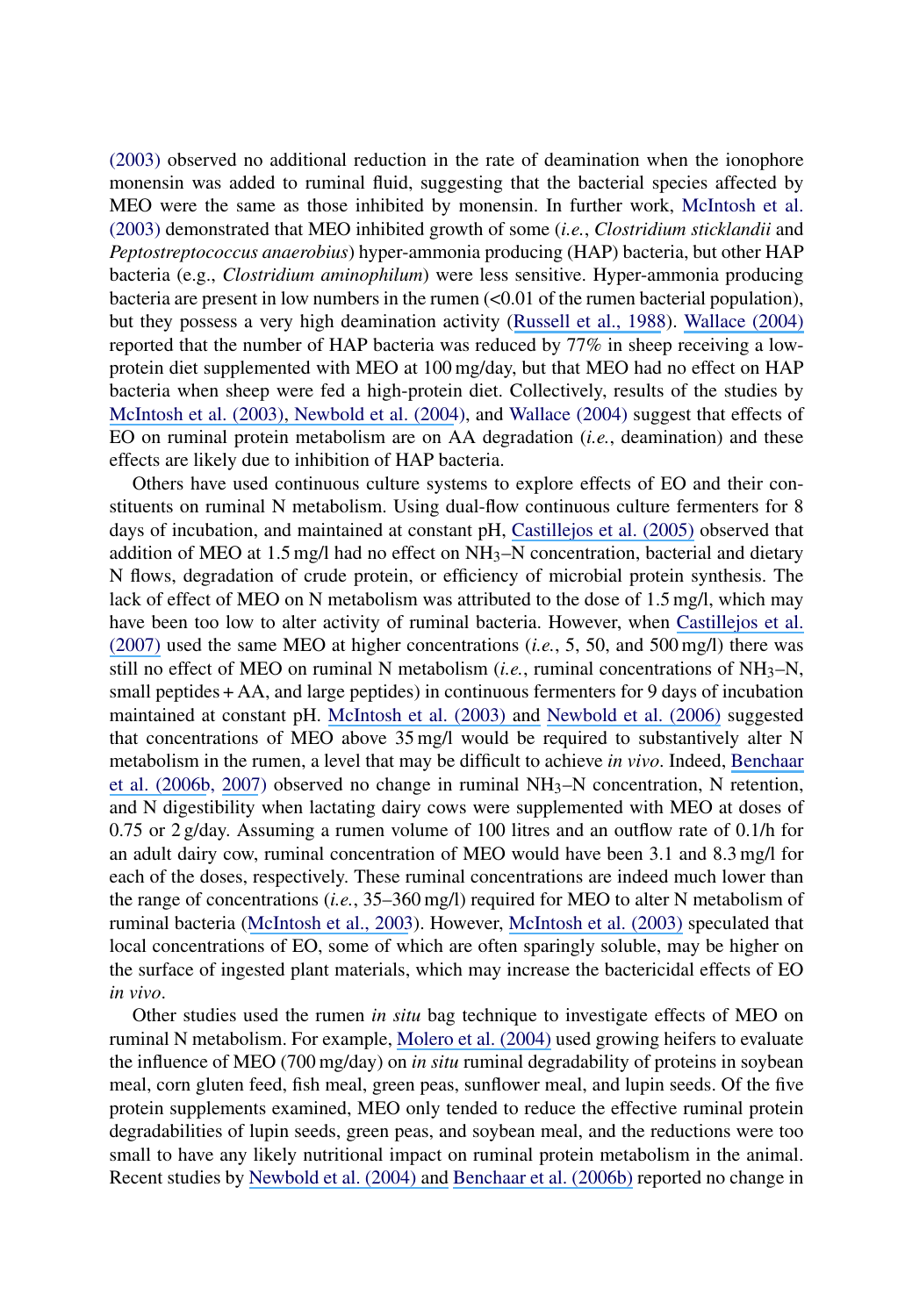(2003) observed no additional reduction in the rate of deamination when the ionophore monensin was added to ruminal fluid, suggesting that the bacterial species affected by MEO were the same as those inhibited by monensin. In further work, McIntosh et al. (2003) demonstrated that MEO inhibited growth of some (*i.e.*, *Clostridium sticklandii* and *Peptostreptococcus anaerobius*) hyper-ammonia producing (HAP) bacteria, but other HAP bacteria (e.g., *Clostridium aminophilum*) were less sensitive. Hyper-ammonia producing bacteria are present in low numbers in the rumen (<0.01 of the rumen bacterial population), but they possess a very high deamination activity (Russell et al., 1988). Wallace (2004) reported that the number of HAP bacteria was reduced by 77% in sheep receiving a low-protein diet supplemented with MEO at 100 mg/day, but that MEO had no effect on HAP bacteria when sheep were fed a high-protein diet. Collectively, results of the studies by McIntosh et al. (2003), Newbold et al. (2004), and Wallace (2004) suggest that effects of EO on ruminal protein metabolism are on AA degradation (*i.e.*, deamination) and these effects are likely due to inhibition of HAP bacteria.

Others have used continuous culture systems to explore effects of EO and their constituents on ruminal N metabolism. Using dual-flow continuous culture fermenters for 8 days of incubation, and maintained at constant pH, Castillejos et al. (2005) observed that addition of MEO at 1.5 mg/l had no effect on $NH_3$–N concentration, bacterial and dietary N flows, degradation of crude protein, or efficiency of microbial protein synthesis. The lack of effect of MEO on N metabolism was attributed to the dose of 1.5 mg/l, which may have been too low to alter activity of ruminal bacteria. However, when Castillejos et al. (2007) used the same MEO at higher concentrations (*i.e.*, 5, 50, and 500 mg/l) there was still no effect of MEO on ruminal N metabolism (*i.e.*, ruminal concentrations of $NH_3$–N, small peptides + AA, and large peptides) in continuous fermenters for 9 days of incubation maintained at constant pH. McIntosh et al. (2003) and Newbold et al. (2006) suggested that concentrations of MEO above 35 mg/l would be required to substantively alter N metabolism in the rumen, a level that may be difficult to achieve *in vivo*. Indeed, Benchaar et al. (2006b, 2007) observed no change in ruminal $NH_3$–N concentration, N retention, and N digestibility when lactating dairy cows were supplemented with MEO at doses of 0.75 or 2 g/day. Assuming a rumen volume of 100 litres and an outflow rate of 0.1/h for an adult dairy cow, ruminal concentration of MEO would have been 3.1 and 8.3 mg/l for each of the doses, respectively. These ruminal concentrations are indeed much lower than the range of concentrations (*i.e.*, 35–360 mg/l) required for MEO to alter N metabolism of ruminal bacteria (McIntosh et al., 2003). However, McIntosh et al. (2003) speculated that local concentrations of EO, some of which are often sparingly soluble, may be higher on the surface of ingested plant materials, which may increase the bactericidal effects of EO *in vivo*.

Other studies used the rumen *in situ* bag technique to investigate effects of MEO on ruminal N metabolism. For example, Molero et al. (2004) used growing heifers to evaluate the influence of MEO (700 mg/day) on *in situ* ruminal degradability of proteins in soybean meal, corn gluten feed, fish meal, green peas, sunflower meal, and lupin seeds. Of the five protein supplements examined, MEO only tended to reduce the effective ruminal protein degradabilities of lupin seeds, green peas, and soybean meal, and the reductions were too small to have any likely nutritional impact on ruminal protein metabolism in the animal. Recent studies by Newbold et al. (2004) and Benchaar et al. (2006b) reported no change in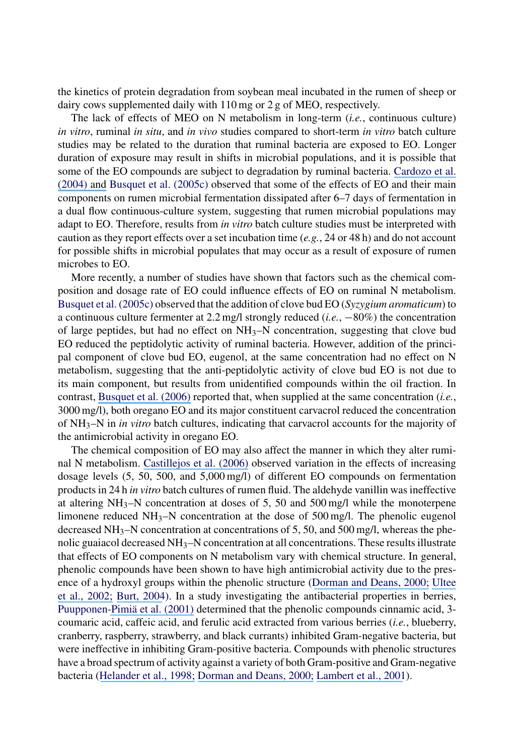the kinetics of protein degradation from soybean meal incubated in the rumen of sheep or dairy cows supplemented daily with 110 mg or 2 g of MEO, respectively.

The lack of effects of MEO on N metabolism in long-term (*i.e.*, continuous culture) *in vitro*, ruminal *in situ*, and *in vivo* studies compared to short-term *in vitro* batch culture studies may be related to the duration that ruminal bacteria are exposed to EO. Longer duration of exposure may result in shifts in microbial populations, and it is possible that some of the EO compounds are subject to degradation by ruminal bacteria. Cardozo et al. (2004) and Busquet et al. (2005c) observed that some of the effects of EO and their main components on rumen microbial fermentation dissipated after 6–7 days of fermentation in a dual flow continuous-culture system, suggesting that rumen microbial populations may adapt to EO. Therefore, results from *in vitro* batch culture studies must be interpreted with caution as they report effects over a set incubation time (*e.g.*, 24 or 48 h) and do not account for possible shifts in microbial populates that may occur as a result of exposure of rumen microbes to EO.

More recently, a number of studies have shown that factors such as the chemical composition and dosage rate of EO could influence effects of EO on ruminal N metabolism. Busquet et al. (2005c) observed that the addition of clove bud EO (*Syzygium aromaticum*) to a continuous culture fermenter at 2.2 mg/l strongly reduced (*i.e.*, −80%) the concentration of large peptides, but had no effect on $NH_3$–N concentration, suggesting that clove bud EO reduced the peptidolytic activity of ruminal bacteria. However, addition of the principal component of clove bud EO, eugenol, at the same concentration had no effect on N metabolism, suggesting that the anti-peptidolytic activity of clove bud EO is not due to its main component, but results from unidentified compounds within the oil fraction. In contrast, Busquet et al. (2006) reported that, when supplied at the same concentration (*i.e.*, 3000 mg/l), both oregano EO and its major constituent carvacrol reduced the concentration of $NH_3$–N in *in vitro* batch cultures, indicating that carvacrol accounts for the majority of the antimicrobial activity in oregano EO.

The chemical composition of EO may also affect the manner in which they alter ruminal N metabolism. Castillejos et al. (2006) observed variation in the effects of increasing dosage levels (5, 50, 500, and 5,000 mg/l) of different EO compounds on fermentation products in 24 h *in vitro* batch cultures of rumen fluid. The aldehyde vanillin was ineffective at altering $NH_3$–N concentration at doses of 5, 50 and 500 mg/l while the monoterpene limonene reduced $NH_3$–N concentration at the dose of 500 mg/l. The phenolic eugenol decreased $NH_3$–N concentration at concentrations of 5, 50, and 500 mg/l, whereas the phenolic guaiacol decreased $NH_3$–N concentration at all concentrations. These results illustrate that effects of EO components on N metabolism vary with chemical structure. In general, phenolic compounds have been shown to have high antimicrobial activity due to the presence of a hydroxyl groups within the phenolic structure (Dorman and Deans, 2000; Ultee et al., 2002; Burt, 2004). In a study investigating the antibacterial properties in berries, Puupponen-Pimiä et al. (2001) determined that the phenolic compounds cinnamic acid, 3-coumaric acid, caffeic acid, and ferulic acid extracted from various berries (*i.e.*, blueberry, cranberry, raspberry, strawberry, and black currants) inhibited Gram-negative bacteria, but were ineffective in inhibiting Gram-positive bacteria. Compounds with phenolic structures have a broad spectrum of activity against a variety of both Gram-positive and Gram-negative bacteria (Helander et al., 1998; Dorman and Deans, 2000; Lambert et al., 2001).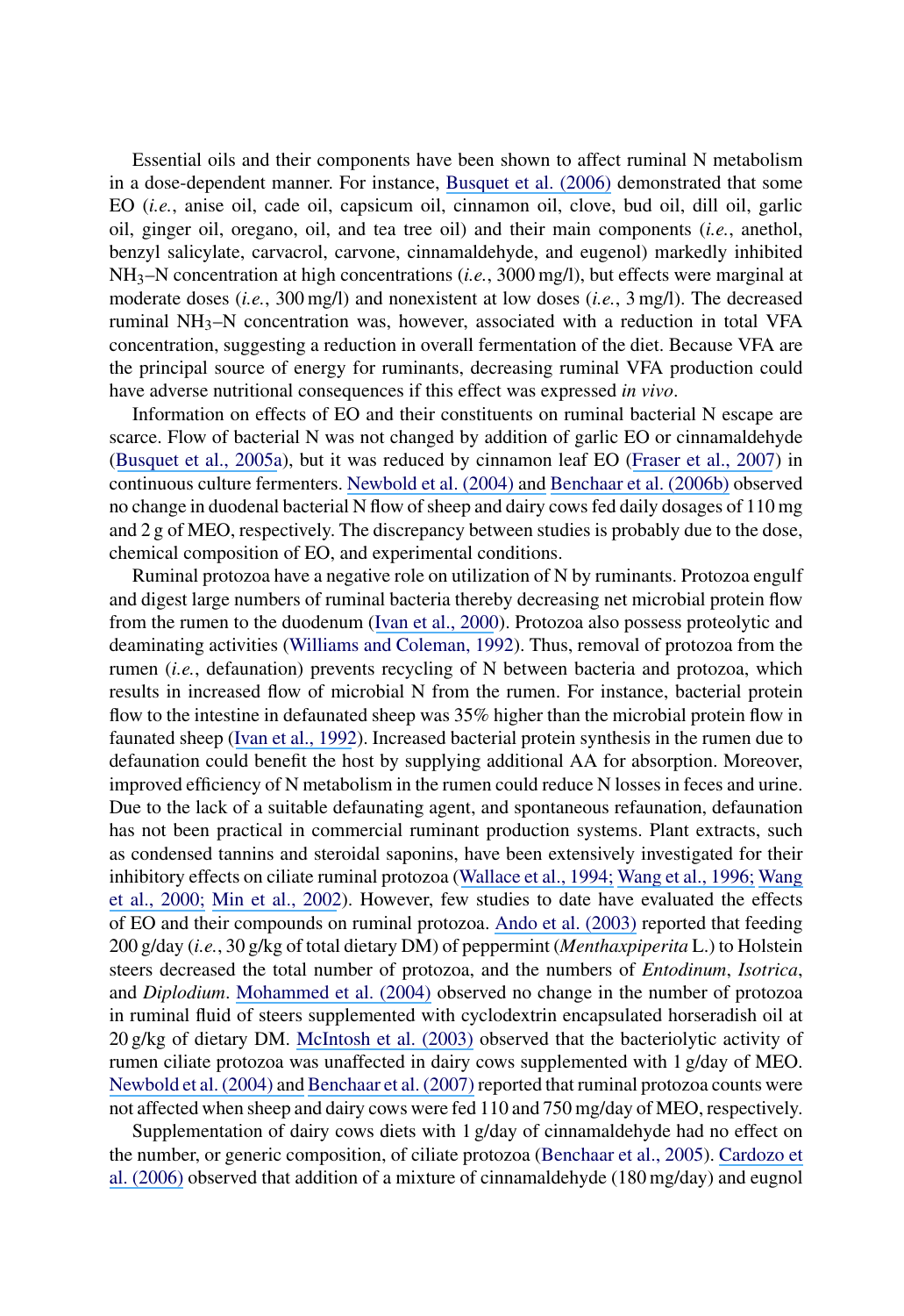Essential oils and their components have been shown to affect ruminal N metabolism in a dose-dependent manner. For instance, Busquet et al. (2006) demonstrated that some EO (*i.e.*, anise oil, cade oil, capsicum oil, cinnamon oil, clove, bud oil, dill oil, garlic oil, ginger oil, oregano, oil, and tea tree oil) and their main components (*i.e.*, anethol, benzyl salicylate, carvacrol, carvone, cinnamaldehyde, and eugenol) markedly inhibited $NH_3$–N concentration at high concentrations (*i.e.*, 3000 mg/l), but effects were marginal at moderate doses (*i.e.*, 300 mg/l) and nonexistent at low doses (*i.e.*, 3 mg/l). The decreased ruminal $NH_3$–N concentration was, however, associated with a reduction in total VFA concentration, suggesting a reduction in overall fermentation of the diet. Because VFA are the principal source of energy for ruminants, decreasing ruminal VFA production could have adverse nutritional consequences if this effect was expressed *in vivo*.

Information on effects of EO and their constituents on ruminal bacterial N escape are scarce. Flow of bacterial N was not changed by addition of garlic EO or cinnamaldehyde (Busquet et al., 2005a), but it was reduced by cinnamon leaf EO (Fraser et al., 2007) in continuous culture fermenters. Newbold et al. (2004) and Benchaar et al. (2006b) observed no change in duodenal bacterial N flow of sheep and dairy cows fed daily dosages of 110 mg and 2 g of MEO, respectively. The discrepancy between studies is probably due to the dose, chemical composition of EO, and experimental conditions.

Ruminal protozoa have a negative role on utilization of N by ruminants. Protozoa engulf and digest large numbers of ruminal bacteria thereby decreasing net microbial protein flow from the rumen to the duodenum (Ivan et al., 2000). Protozoa also possess proteolytic and deaminating activities (Williams and Coleman, 1992). Thus, removal of protozoa from the rumen (*i.e.*, defaunation) prevents recycling of N between bacteria and protozoa, which results in increased flow of microbial N from the rumen. For instance, bacterial protein flow to the intestine in defaunated sheep was 35% higher than the microbial protein flow in faunated sheep (Ivan et al., 1992). Increased bacterial protein synthesis in the rumen due to defaunation could benefit the host by supplying additional AA for absorption. Moreover, improved efficiency of N metabolism in the rumen could reduce N losses in feces and urine. Due to the lack of a suitable defaunating agent, and spontaneous refaunation, defaunation has not been practical in commercial ruminant production systems. Plant extracts, such as condensed tannins and steroidal saponins, have been extensively investigated for their inhibitory effects on ciliate ruminal protozoa (Wallace et al., 1994; Wang et al., 1996; Wang et al., 2000; Min et al., 2002). However, few studies to date have evaluated the effects of EO and their compounds on ruminal protozoa. Ando et al. (2003) reported that feeding 200 g/day (*i.e.*, 30 g/kg of total dietary DM) of peppermint (*Menthaxpiperita* L.) to Holstein steers decreased the total number of protozoa, and the numbers of *Entodinum*, *Isotrica*, and *Diplodium*. Mohammed et al. (2004) observed no change in the number of protozoa in ruminal fluid of steers supplemented with cyclodextrin encapsulated horseradish oil at 20 g/kg of dietary DM. McIntosh et al. (2003) observed that the bacteriolytic activity of rumen ciliate protozoa was unaffected in dairy cows supplemented with 1 g/day of MEO. Newbold et al. (2004) and Benchaar et al. (2007) reported that ruminal protozoa counts were not affected when sheep and dairy cows were fed 110 and 750 mg/day of MEO, respectively.

Supplementation of dairy cows diets with 1 g/day of cinnamaldehyde had no effect on the number, or generic composition, of ciliate protozoa (Benchaar et al., 2005). Cardozo et al. (2006) observed that addition of a mixture of cinnamaldehyde (180 mg/day) and eugnol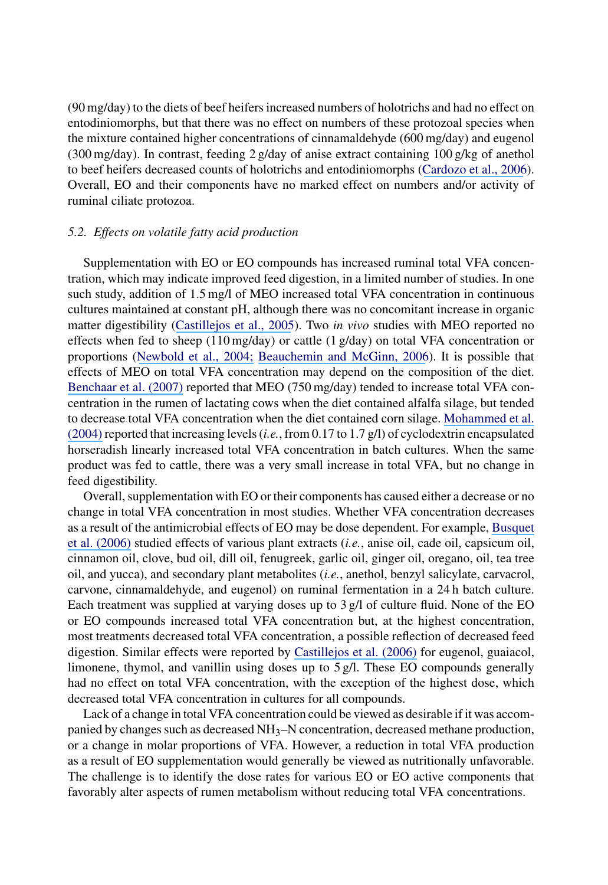(90 mg/day) to the diets of beef heifers increased numbers of holotrichs and had no effect on entodiniomorphs, but that there was no effect on numbers of these protozoal species when the mixture contained higher concentrations of cinnamaldehyde (600 mg/day) and eugenol (300 mg/day). In contrast, feeding 2 g/day of anise extract containing 100 g/kg of anethol to beef heifers decreased counts of holotrichs and entodiniomorphs (Cardozo et al., 2006). Overall, EO and their components have no marked effect on numbers and/or activity of ruminal ciliate protozoa.

### *5.2. Effects on volatile fatty acid production*

Supplementation with EO or EO compounds has increased ruminal total VFA concentration, which may indicate improved feed digestion, in a limited number of studies. In one such study, addition of 1.5 mg/l of MEO increased total VFA concentration in continuous cultures maintained at constant pH, although there was no concomitant increase in organic matter digestibility (Castillejos et al., 2005). Two *in vivo* studies with MEO reported no effects when fed to sheep (110 mg/day) or cattle (1 g/day) on total VFA concentration or proportions (Newbold et al., 2004; Beauchemin and McGinn, 2006). It is possible that effects of MEO on total VFA concentration may depend on the composition of the diet. Benchaar et al. (2007) reported that MEO (750 mg/day) tended to increase total VFA concentration in the rumen of lactating cows when the diet contained alfalfa silage, but tended to decrease total VFA concentration when the diet contained corn silage. Mohammed et al. (2004) reported that increasing levels (*i.e.*, from 0.17 to 1.7 g/l) of cyclodextrin encapsulated horseradish linearly increased total VFA concentration in batch cultures. When the same product was fed to cattle, there was a very small increase in total VFA, but no change in feed digestibility.

Overall, supplementation with EO or their components has caused either a decrease or no change in total VFA concentration in most studies. Whether VFA concentration decreases as a result of the antimicrobial effects of EO may be dose dependent. For example, Busquet et al. (2006) studied effects of various plant extracts (*i.e.*, anise oil, cade oil, capsicum oil, cinnamon oil, clove, bud oil, dill oil, fenugreek, garlic oil, ginger oil, oregano, oil, tea tree oil, and yucca), and secondary plant metabolites (*i.e.*, anethol, benzyl salicylate, carvacrol, carvone, cinnamaldehyde, and eugenol) on ruminal fermentation in a 24 h batch culture. Each treatment was supplied at varying doses up to 3 g/l of culture fluid. None of the EO or EO compounds increased total VFA concentration but, at the highest concentration, most treatments decreased total VFA concentration, a possible reflection of decreased feed digestion. Similar effects were reported by Castillejos et al. (2006) for eugenol, guaiacol, limonene, thymol, and vanillin using doses up to 5 g/l. These EO compounds generally had no effect on total VFA concentration, with the exception of the highest dose, which decreased total VFA concentration in cultures for all compounds.

Lack of a change in total VFA concentration could be viewed as desirable if it was accompanied by changes such as decreased $NH_3$–N concentration, decreased methane production, or a change in molar proportions of VFA. However, a reduction in total VFA production as a result of EO supplementation would generally be viewed as nutritionally unfavorable. The challenge is to identify the dose rates for various EO or EO active components that favorably alter aspects of rumen metabolism without reducing total VFA concentrations.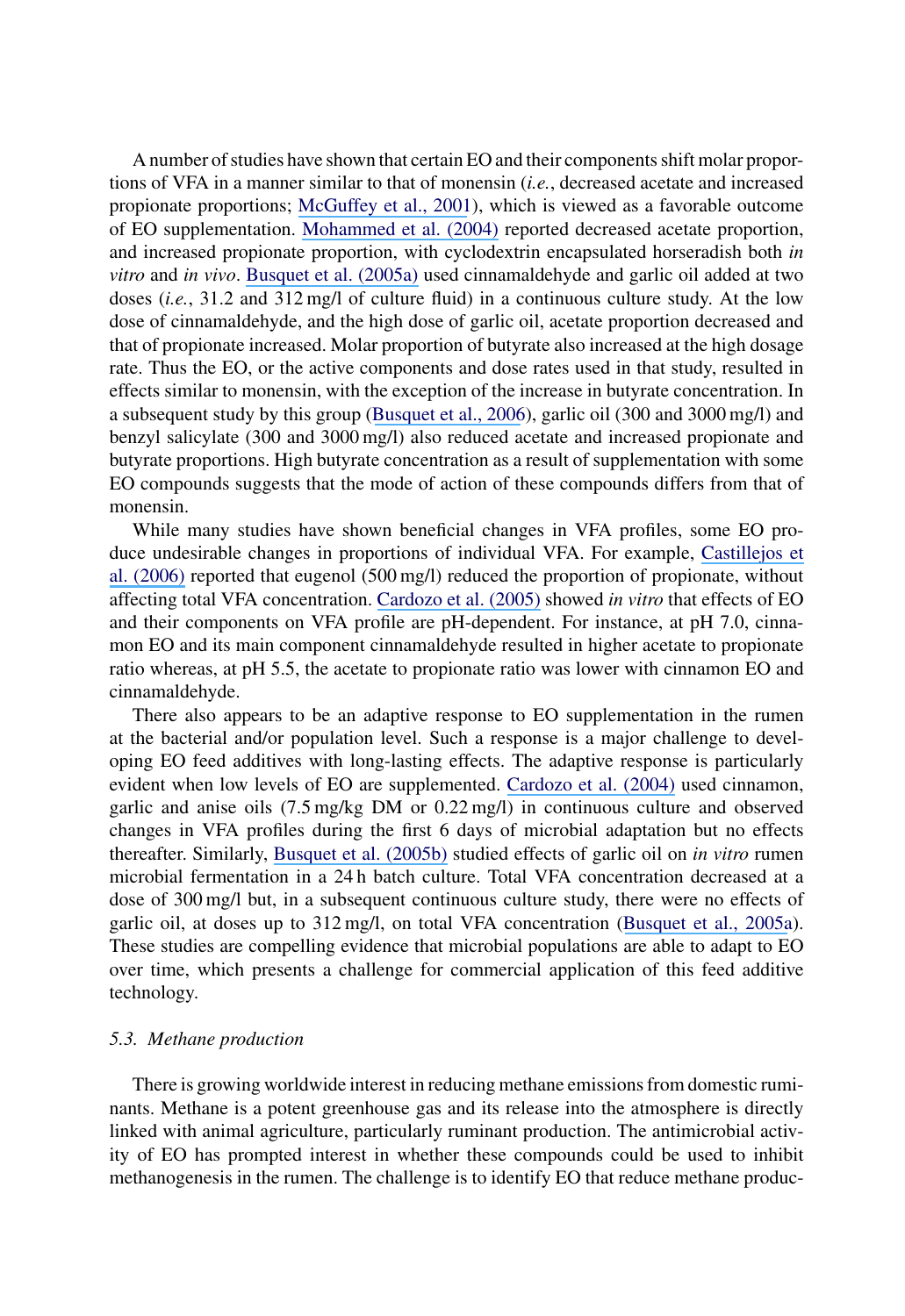A number of studies have shown that certain EO and their components shift molar proportions of VFA in a manner similar to that of monensin (*i.e.*, decreased acetate and increased propionate proportions; McGuffey et al., 2001), which is viewed as a favorable outcome of EO supplementation. Mohammed et al. (2004) reported decreased acetate proportion, and increased propionate proportion, with cyclodextrin encapsulated horseradish both *in vitro* and *in vivo*. Busquet et al. (2005a) used cinnamaldehyde and garlic oil added at two doses (*i.e.*, 31.2 and 312 mg/l of culture fluid) in a continuous culture study. At the low dose of cinnamaldehyde, and the high dose of garlic oil, acetate proportion decreased and that of propionate increased. Molar proportion of butyrate also increased at the high dosage rate. Thus the EO, or the active components and dose rates used in that study, resulted in effects similar to monensin, with the exception of the increase in butyrate concentration. In a subsequent study by this group (Busquet et al., 2006), garlic oil (300 and 3000 mg/l) and benzyl salicylate (300 and 3000 mg/l) also reduced acetate and increased propionate and butyrate proportions. High butyrate concentration as a result of supplementation with some EO compounds suggests that the mode of action of these compounds differs from that of monensin.

While many studies have shown beneficial changes in VFA profiles, some EO produce undesirable changes in proportions of individual VFA. For example, Castillejos et al. (2006) reported that eugenol (500 mg/l) reduced the proportion of propionate, without affecting total VFA concentration. Cardozo et al. (2005) showed *in vitro* that effects of EO and their components on VFA profile are pH-dependent. For instance, at pH 7.0, cinnamon EO and its main component cinnamaldehyde resulted in higher acetate to propionate ratio whereas, at pH 5.5, the acetate to propionate ratio was lower with cinnamon EO and cinnamaldehyde.

There also appears to be an adaptive response to EO supplementation in the rumen at the bacterial and/or population level. Such a response is a major challenge to developing EO feed additives with long-lasting effects. The adaptive response is particularly evident when low levels of EO are supplemented. Cardozo et al. (2004) used cinnamon, garlic and anise oils (7.5 mg/kg DM or 0.22 mg/l) in continuous culture and observed changes in VFA profiles during the first 6 days of microbial adaptation but no effects thereafter. Similarly, Busquet et al. (2005b) studied effects of garlic oil on *in vitro* rumen microbial fermentation in a 24 h batch culture. Total VFA concentration decreased at a dose of 300 mg/l but, in a subsequent continuous culture study, there were no effects of garlic oil, at doses up to 312 mg/l, on total VFA concentration (Busquet et al., 2005a). These studies are compelling evidence that microbial populations are able to adapt to EO over time, which presents a challenge for commercial application of this feed additive technology.

### 5.3. *Methane production*

There is growing worldwide interest in reducing methane emissions from domestic ruminants. Methane is a potent greenhouse gas and its release into the atmosphere is directly linked with animal agriculture, particularly ruminant production. The antimicrobial activity of EO has prompted interest in whether these compounds could be used to inhibit methanogenesis in the rumen. The challenge is to identify EO that reduce methane produc-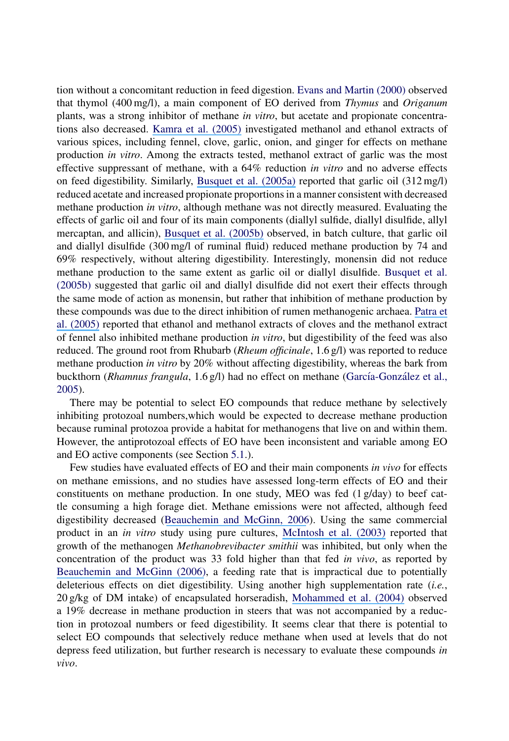tion without a concomitant reduction in feed digestion. Evans and Martin (2000) observed that thymol (400 mg/l), a main component of EO derived from *Thymus* and *Origanum* plants, was a strong inhibitor of methane *in vitro*, but acetate and propionate concentrations also decreased. Kamra et al. (2005) investigated methanol and ethanol extracts of various spices, including fennel, clove, garlic, onion, and ginger for effects on methane production *in vitro*. Among the extracts tested, methanol extract of garlic was the most effective suppressant of methane, with a 64% reduction *in vitro* and no adverse effects on feed digestibility. Similarly, Busquet et al. (2005a) reported that garlic oil (312 mg/l) reduced acetate and increased propionate proportions in a manner consistent with decreased methane production *in vitro*, although methane was not directly measured. Evaluating the effects of garlic oil and four of its main components (diallyl sulfide, diallyl disulfide, allyl mercaptan, and allicin), Busquet et al. (2005b) observed, in batch culture, that garlic oil and diallyl disulfide (300 mg/l of ruminal fluid) reduced methane production by 74 and 69% respectively, without altering digestibility. Interestingly, monensin did not reduce methane production to the same extent as garlic oil or diallyl disulfide. Busquet et al. (2005b) suggested that garlic oil and diallyl disulfide did not exert their effects through the same mode of action as monensin, but rather that inhibition of methane production by these compounds was due to the direct inhibition of rumen methanogenic archaea. Patra et al. (2005) reported that ethanol and methanol extracts of cloves and the methanol extract of fennel also inhibited methane production *in vitro*, but digestibility of the feed was also reduced. The ground root from Rhubarb (*Rheum officinale*, 1.6 g/l) was reported to reduce methane production *in vitro* by 20% without affecting digestibility, whereas the bark from buckthorn (*Rhamnus frangula*, 1.6 g/l) had no effect on methane (García-González et al., 2005).

There may be potential to select EO compounds that reduce methane by selectively inhibiting protozoal numbers,which would be expected to decrease methane production because ruminal protozoa provide a habitat for methanogens that live on and within them. However, the antiprotozoal effects of EO have been inconsistent and variable among EO and EO active components (see Section 5.1.).

Few studies have evaluated effects of EO and their main components *in vivo* for effects on methane emissions, and no studies have assessed long-term effects of EO and their constituents on methane production. In one study, MEO was fed (1 g/day) to beef cattle consuming a high forage diet. Methane emissions were not affected, although feed digestibility decreased (Beauchemin and McGinn, 2006). Using the same commercial product in an *in vitro* study using pure cultures, McIntosh et al. (2003) reported that growth of the methanogen *Methanobrevibacter smithii* was inhibited, but only when the concentration of the product was 33 fold higher than that fed *in vivo*, as reported by Beauchemin and McGinn (2006), a feeding rate that is impractical due to potentially deleterious effects on diet digestibility. Using another high supplementation rate (*i.e.*, 20 g/kg of DM intake) of encapsulated horseradish, Mohammed et al. (2004) observed a 19% decrease in methane production in steers that was not accompanied by a reduction in protozoal numbers or feed digestibility. It seems clear that there is potential to select EO compounds that selectively reduce methane when used at levels that do not depress feed utilization, but further research is necessary to evaluate these compounds *in vivo*.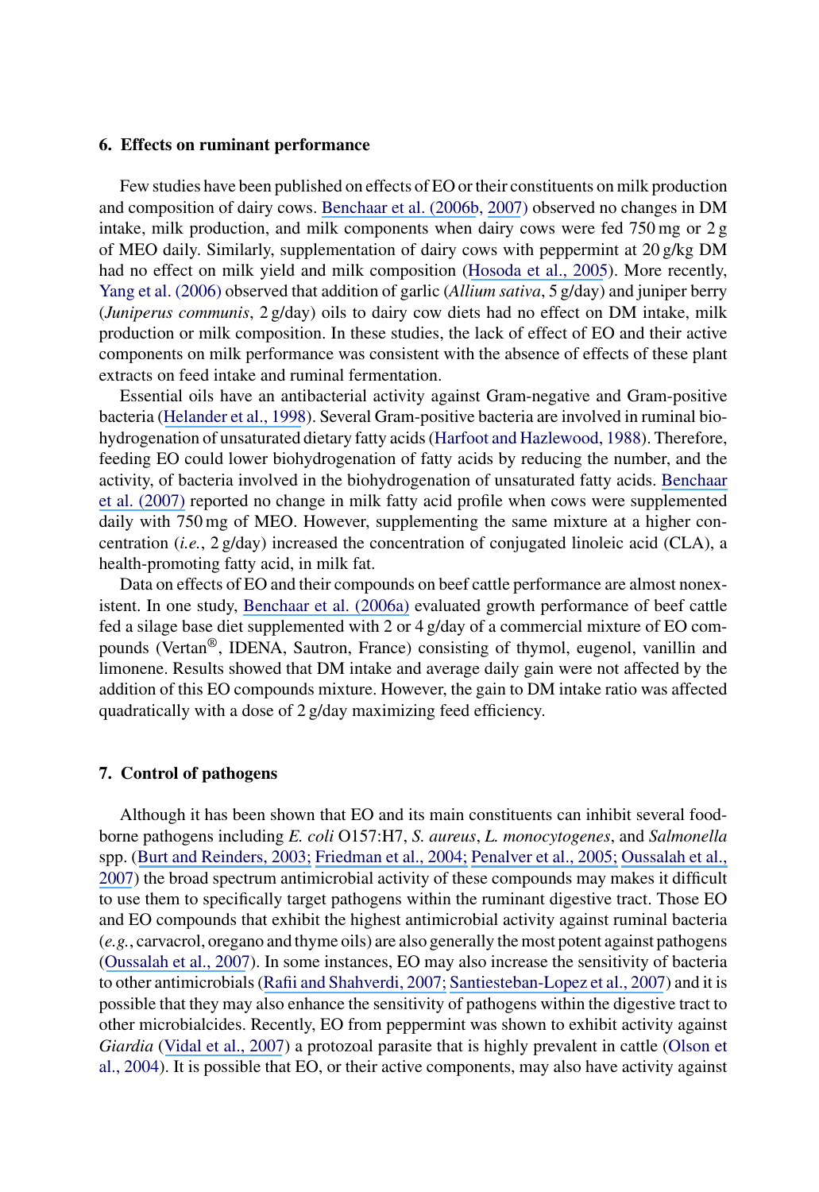## 6. Effects on ruminant performance

Few studies have been published on effects of EO or their constituents on milk production and composition of dairy cows. Benchaar et al. (2006b, 2007) observed no changes in DM intake, milk production, and milk components when dairy cows were fed 750 mg or 2 g of MEO daily. Similarly, supplementation of dairy cows with peppermint at 20 g/kg DM had no effect on milk yield and milk composition (Hosoda et al., 2005). More recently, Yang et al. (2006) observed that addition of garlic (*Allium sativa*, 5 g/day) and juniper berry (*Juniperus communis*, 2 g/day) oils to dairy cow diets had no effect on DM intake, milk production or milk composition. In these studies, the lack of effect of EO and their active components on milk performance was consistent with the absence of effects of these plant extracts on feed intake and ruminal fermentation.

Essential oils have an antibacterial activity against Gram-negative and Gram-positive bacteria (Helander et al., 1998). Several Gram-positive bacteria are involved in ruminal biohydrogenation of unsaturated dietary fatty acids (Harfoot and Hazlewood, 1988). Therefore, feeding EO could lower biohydrogenation of fatty acids by reducing the number, and the activity, of bacteria involved in the biohydrogenation of unsaturated fatty acids. Benchaar et al. (2007) reported no change in milk fatty acid profile when cows were supplemented daily with 750 mg of MEO. However, supplementing the same mixture at a higher concentration (*i.e.*, 2 g/day) increased the concentration of conjugated linoleic acid (CLA), a health-promoting fatty acid, in milk fat.

Data on effects of EO and their compounds on beef cattle performance are almost nonexistent. In one study, Benchaar et al. (2006a) evaluated growth performance of beef cattle fed a silage base diet supplemented with 2 or 4 g/day of a commercial mixture of EO compounds (Vertan®, IDENA, Sautron, France) consisting of thymol, eugenol, vanillin and limonene. Results showed that DM intake and average daily gain were not affected by the addition of this EO compounds mixture. However, the gain to DM intake ratio was affected quadratically with a dose of 2 g/day maximizing feed efficiency.

## 7. Control of pathogens

Although it has been shown that EO and its main constituents can inhibit several foodborne pathogens including *E. coli* O157:H7, *S. aureus*, *L. monocytogenes*, and *Salmonella* spp. (Burt and Reinders, 2003; Friedman et al., 2004; Penalver et al., 2005; Oussalah et al., 2007) the broad spectrum antimicrobial activity of these compounds may makes it difficult to use them to specifically target pathogens within the ruminant digestive tract. Those EO and EO compounds that exhibit the highest antimicrobial activity against ruminal bacteria (*e.g.*, carvacrol, oregano and thyme oils) are also generally the most potent against pathogens (Oussalah et al., 2007). In some instances, EO may also increase the sensitivity of bacteria to other antimicrobials (Rafii and Shahverdi, 2007; Santiesteban-Lopez et al., 2007) and it is possible that they may also enhance the sensitivity of pathogens within the digestive tract to other microbialcides. Recently, EO from peppermint was shown to exhibit activity against *Giardia* (Vidal et al., 2007) a protozoal parasite that is highly prevalent in cattle (Olson et al., 2004). It is possible that EO, or their active components, may also have activity against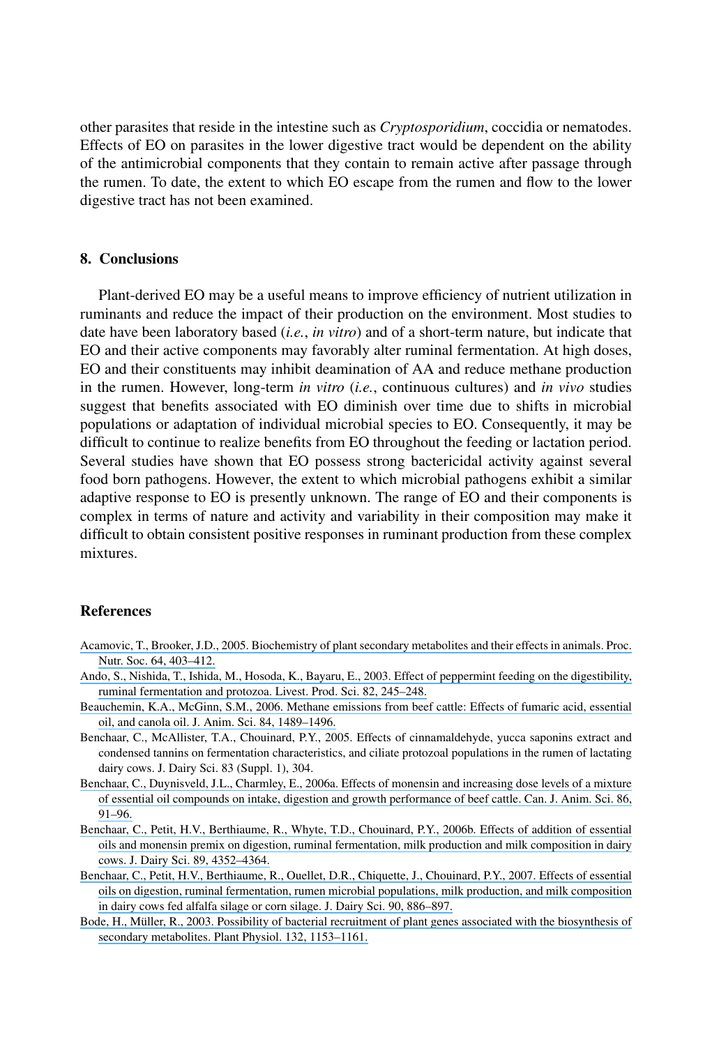other parasites that reside in the intestine such as *Cryptosporidium*, coccidia or nematodes. Effects of EO on parasites in the lower digestive tract would be dependent on the ability of the antimicrobial components that they contain to remain active after passage through the rumen. To date, the extent to which EO escape from the rumen and flow to the lower digestive tract has not been examined.

## 8. Conclusions

Plant-derived EO may be a useful means to improve efficiency of nutrient utilization in ruminants and reduce the impact of their production on the environment. Most studies to date have been laboratory based (*i.e.*, *in vitro*) and of a short-term nature, but indicate that EO and their active components may favorably alter ruminal fermentation. At high doses, EO and their constituents may inhibit deamination of AA and reduce methane production in the rumen. However, long-term *in vitro* (*i.e.*, continuous cultures) and *in vivo* studies suggest that benefits associated with EO diminish over time due to shifts in microbial populations or adaptation of individual microbial species to EO. Consequently, it may be difficult to continue to realize benefits from EO throughout the feeding or lactation period. Several studies have shown that EO possess strong bactericidal activity against several food born pathogens. However, the extent to which microbial pathogens exhibit a similar adaptive response to EO is presently unknown. The range of EO and their components is complex in terms of nature and activity and variability in their composition may make it difficult to obtain consistent positive responses in ruminant production from these complex mixtures.

## References

Acamovic, T., Brooker, J.D., 2005. Biochemistry of plant secondary metabolites and their effects in animals. Proc. Nutr. Soc. 64, 403–412.

Ando, S., Nishida, T., Ishida, M., Hosoda, K., Bayaru, E., 2003. Effect of peppermint feeding on the digestibility, ruminal fermentation and protozoa. Livest. Prod. Sci. 82, 245–248.

Beauchemin, K.A., McGinn, S.M., 2006. Methane emissions from beef cattle: Effects of fumaric acid, essential oil, and canola oil. J. Anim. Sci. 84, 1489–1496.

Benchaar, C., McAllister, T.A., Chouinard, P.Y., 2005. Effects of cinnamaldehyde, yucca saponins extract and condensed tannins on fermentation characteristics, and ciliate protozoal populations in the rumen of lactating dairy cows. J. Dairy Sci. 83 (Suppl. 1), 304.

Benchaar, C., Duynisveld, J.L., Charmley, E., 2006a. Effects of monensin and increasing dose levels of a mixture of essential oil compounds on intake, digestion and growth performance of beef cattle. Can. J. Anim. Sci. 86, 91–96.

Benchaar, C., Petit, H.V., Berthiaume, R., Whyte, T.D., Chouinard, P.Y., 2006b. Effects of addition of essential oils and monensin premix on digestion, ruminal fermentation, milk production and milk composition in dairy cows. J. Dairy Sci. 89, 4352–4364.

Benchaar, C., Petit, H.V., Berthiaume, R., Ouellet, D.R., Chiquette, J., Chouinard, P.Y., 2007. Effects of essential oils on digestion, ruminal fermentation, rumen microbial populations, milk production, and milk composition in dairy cows fed alfalfa silage or corn silage. J. Dairy Sci. 90, 886–897.

Bode, H., Müller, R., 2003. Possibility of bacterial recruitment of plant genes associated with the biosynthesis of secondary metabolites. Plant Physiol. 132, 1153–1161.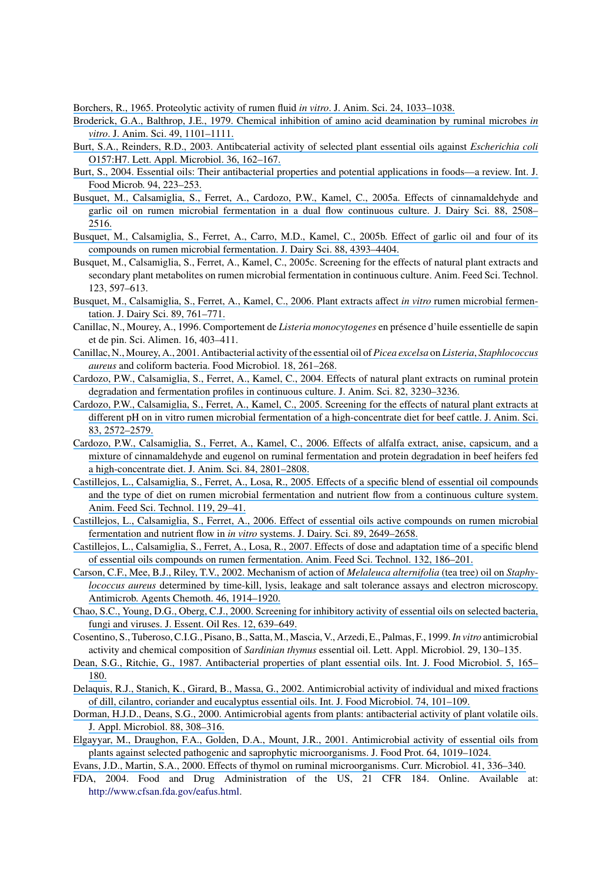Borchers, R., 1965. Proteolytic activity of rumen fluid *in vitro*. J. Anim. Sci. 24, 1033–1038.

Broderick, G.A., Balthrop, J.E., 1979. Chemical inhibition of amino acid deamination by ruminal microbes *in vitro*. J. Anim. Sci. 49, 1101–1111.

Burt, S.A., Reinders, R.D., 2003. Antibcaterial activity of selected plant essential oils against *Escherichia coli* O157:H7. Lett. Appl. Microbiol. 36, 162–167.

Burt, S., 2004. Essential oils: Their antibacterial properties and potential applications in foods—a review. Int. J. Food Microb. 94, 223–253.

Busquet, M., Calsamiglia, S., Ferret, A., Cardozo, P.W., Kamel, C., 2005a. Effects of cinnamaldehyde and garlic oil on rumen microbial fermentation in a dual flow continuous culture. J. Dairy Sci. 88, 2508–2516.

Busquet, M., Calsamiglia, S., Ferret, A., Carro, M.D., Kamel, C., 2005b. Effect of garlic oil and four of its compounds on rumen microbial fermentation. J. Dairy Sci. 88, 4393–4404.

Busquet, M., Calsamiglia, S., Ferret, A., Kamel, C., 2005c. Screening for the effects of natural plant extracts and secondary plant metabolites on rumen microbial fermentation in continuous culture. Anim. Feed Sci. Technol. 123, 597–613.

Busquet, M., Calsamiglia, S., Ferret, A., Kamel, C., 2006. Plant extracts affect *in vitro* rumen microbial fermentation. J. Dairy Sci. 89, 761–771.

Canillac, N., Mourey, A., 1996. Comportement de *Listeria monocytogenes* en présence d'huile essentielle de sapin et de pin. Sci. Alimen. 16, 403–411.

Canillac, N., Mourey, A., 2001. Antibacterial activity of the essential oil of *Picea excelsa* on *Listeria*, *Staphlococcus aureus* and coliform bacteria. Food Microbiol. 18, 261–268.

Cardozo, P.W., Calsamiglia, S., Ferret, A., Kamel, C., 2004. Effects of natural plant extracts on ruminal protein degradation and fermentation profiles in continuous culture. J. Anim. Sci. 82, 3230–3236.

Cardozo, P.W., Calsamiglia, S., Ferret, A., Kamel, C., 2005. Screening for the effects of natural plant extracts at different pH on in vitro rumen microbial fermentation of a high-concentrate diet for beef cattle. J. Anim. Sci. 83, 2572–2579.

Cardozo, P.W., Calsamiglia, S., Ferret, A., Kamel, C., 2006. Effects of alfalfa extract, anise, capsicum, and a mixture of cinnamaldehyde and eugenol on ruminal fermentation and protein degradation in beef heifers fed a high-concentrate diet. J. Anim. Sci. 84, 2801–2808.

Castillejos, L., Calsamiglia, S., Ferret, A., Losa, R., 2005. Effects of a specific blend of essential oil compounds and the type of diet on rumen microbial fermentation and nutrient flow from a continuous culture system. Anim. Feed Sci. Technol. 119, 29–41.

Castillejos, L., Calsamiglia, S., Ferret, A., 2006. Effect of essential oils active compounds on rumen microbial fermentation and nutrient flow in *in vitro* systems. J. Dairy. Sci. 89, 2649–2658.

Castillejos, L., Calsamiglia, S., Ferret, A., Losa, R., 2007. Effects of dose and adaptation time of a specific blend of essential oils compounds on rumen fermentation. Anim. Feed Sci. Technol. 132, 186–201.

Carson, C.F., Mee, B.J., Riley, T.V., 2002. Mechanism of action of *Melaleuca alternifolia* (tea tree) oil on *Staphylococcus aureus* determined by time-kill, lysis, leakage and salt tolerance assays and electron microscopy. Antimicrob. Agents Chemoth. 46, 1914–1920.

Chao, S.C., Young, D.G., Oberg, C.J., 2000. Screening for inhibitory activity of essential oils on selected bacteria, fungi and viruses. J. Essent. Oil Res. 12, 639–649.

Cosentino, S., Tuberoso, C.I.G., Pisano, B., Satta, M., Mascia, V., Arzedi, E., Palmas, F., 1999. *In vitro* antimicrobial activity and chemical composition of *Sardinian thymus* essential oil. Lett. Appl. Microbiol. 29, 130–135.

Dean, S.G., Ritchie, G., 1987. Antibacterial properties of plant essential oils. Int. J. Food Microbiol. 5, 165–180.

Delaquis, R.J., Stanich, K., Girard, B., Massa, G., 2002. Antimicrobial activity of individual and mixed fractions of dill, cilantro, coriander and eucalyptus essential oils. Int. J. Food Microbiol. 74, 101–109.

Dorman, H.J.D., Deans, S.G., 2000. Antimicrobial agents from plants: antibacterial activity of plant volatile oils. J. Appl. Microbiol. 88, 308–316.

Elgayyar, M., Draughon, F.A., Golden, D.A., Mount, J.R., 2001. Antimicrobial activity of essential oils from plants against selected pathogenic and saprophytic microorganisms. J. Food Prot. 64, 1019–1024.

Evans, J.D., Martin, S.A., 2000. Effects of thymol on ruminal microorganisms. Curr. Microbiol. 41, 336–340.

FDA, 2004. Food and Drug Administration of the US, 21 CFR 184. Online. Available at: http://www.cfsan.fda.gov/eafus.html.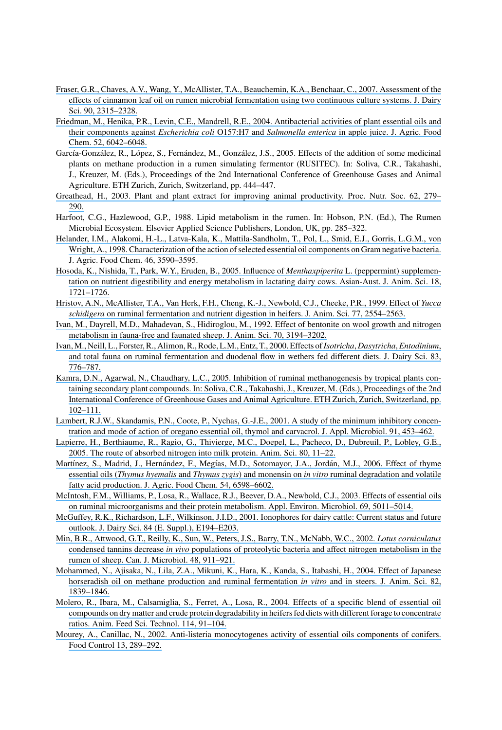Fraser, G.R., Chaves, A.V., Wang, Y., McAllister, T.A., Beauchemin, K.A., Benchaar, C., 2007. Assessment of the effects of cinnamon leaf oil on rumen microbial fermentation using two continuous culture systems. J. Dairy Sci. 90, 2315–2328.

Friedman, M., Henika, P.R., Levin, C.E., Mandrell, R.E., 2004. Antibacterial activities of plant essential oils and their components against *Escherichia coli* O157:H7 and *Salmonella enterica* in apple juice. J. Agric. Food Chem. 52, 6042–6048.

García-González, R., López, S., Fernández, M., González, J.S., 2005. Effects of the addition of some medicinal plants on methane production in a rumen simulating fermentor (RUSITEC). In: Soliva, C.R., Takahashi, J., Kreuzer, M. (Eds.), Proceedings of the 2nd International Conference of Greenhouse Gases and Animal Agriculture. ETH Zurich, Zurich, Switzerland, pp. 444–447.

Greathead, H., 2003. Plant and plant extract for improving animal productivity. Proc. Nutr. Soc. 62, 279–290.

Harfoot, C.G., Hazlewood, G.P., 1988. Lipid metabolism in the rumen. In: Hobson, P.N. (Ed.), The Rumen Microbial Ecosystem. Elsevier Applied Science Publishers, London, UK, pp. 285–322.

Helander, I.M., Alakomi, H.-L., Latva-Kala, K., Mattila-Sandholm, T., Pol, L., Smid, E.J., Gorris, L.G.M., von Wright, A., 1998. Characterization of the action of selected essential oil components on Gram negative bacteria. J. Agric. Food Chem. 46, 3590–3595.

Hosoda, K., Nishida, T., Park, W.Y., Eruden, B., 2005. Influence of *Menthaxpiperita* L. (peppermint) supplementation on nutrient digestibility and energy metabolism in lactating dairy cows. Asian-Aust. J. Anim. Sci. 18, 1721–1726.

Hristov, A.N., McAllister, T.A., Van Herk, F.H., Cheng, K.-J., Newbold, C.J., Cheeke, P.R., 1999. Effect of *Yucca schidigera* on ruminal fermentation and nutrient digestion in heifers. J. Anim. Sci. 77, 2554–2563.

Ivan, M., Dayrell, M.D., Mahadevan, S., Hidiroglou, M., 1992. Effect of bentonite on wool growth and nitrogen metabolism in fauna-free and faunated sheep. J. Anim. Sci. 70, 3194–3202.

Ivan, M., Neill, L., Forster, R., Alimon, R., Rode, L.M., Entz, T., 2000. Effects of *Isotricha*, *Dasytricha*, *Entodinium*, and total fauna on ruminal fermentation and duodenal flow in wethers fed different diets. J. Dairy Sci. 83, 776–787.

Kamra, D.N., Agarwal, N., Chaudhary, L.C., 2005. Inhibition of ruminal methanogenesis by tropical plants containing secondary plant compounds. In: Soliva, C.R., Takahashi, J., Kreuzer, M. (Eds.), Proceedings of the 2nd International Conference of Greenhouse Gases and Animal Agriculture. ETH Zurich, Zurich, Switzerland, pp. 102–111.

Lambert, R.J.W., Skandamis, P.N., Coote, P., Nychas, G.-J.E., 2001. A study of the minimum inhibitory concentration and mode of action of oregano essential oil, thymol and carvacrol. J. Appl. Microbiol. 91, 453–462.

Lapierre, H., Berthiaume, R., Ragio, G., Thivierge, M.C., Doepel, L., Pacheco, D., Dubreuil, P., Lobley, G.E., 2005. The route of absorbed nitrogen into milk protein. Anim. Sci. 80, 11–22.

Martínez, S., Madrid, J., Hernández, F., Megías, M.D., Sotomayor, J.A., Jordán, M.J., 2006. Effect of thyme essential oils (*Thymus hyemalis* and *Thymus zygis*) and monensin on *in vitro* ruminal degradation and volatile fatty acid production. J. Agric. Food Chem. 54, 6598–6602.

McIntosh, F.M., Williams, P., Losa, R., Wallace, R.J., Beever, D.A., Newbold, C.J., 2003. Effects of essential oils on ruminal microorganisms and their protein metabolism. Appl. Environ. Microbiol. 69, 5011–5014.

McGuffey, R.K., Richardson, L.F., Wilkinson, J.I.D., 2001. Ionophores for dairy cattle: Current status and future outlook. J. Dairy Sci. 84 (E. Suppl.), E194–E203.

Min, B.R., Attwood, G.T., Reilly, K., Sun, W., Peters, J.S., Barry, T.N., McNabb, W.C., 2002. *Lotus corniculatus* condensed tannins decrease *in vivo* populations of proteolytic bacteria and affect nitrogen metabolism in the rumen of sheep. Can. J. Microbiol. 48, 911–921.

Mohammed, N., Ajisaka, N., Lila, Z.A., Mikuni, K., Hara, K., Kanda, S., Itabashi, H., 2004. Effect of Japanese horseradish oil on methane production and ruminal fermentation *in vitro* and in steers. J. Anim. Sci. 82, 1839–1846.

Molero, R., Ibara, M., Calsamiglia, S., Ferret, A., Losa, R., 2004. Effects of a specific blend of essential oil compounds on dry matter and crude protein degradability in heifers fed diets with different forage to concentrate ratios. Anim. Feed Sci. Technol. 114, 91–104.

Mourey, A., Canillac, N., 2002. Anti-listeria monocytogenes activity of essential oils components of conifers. Food Control 13, 289–292.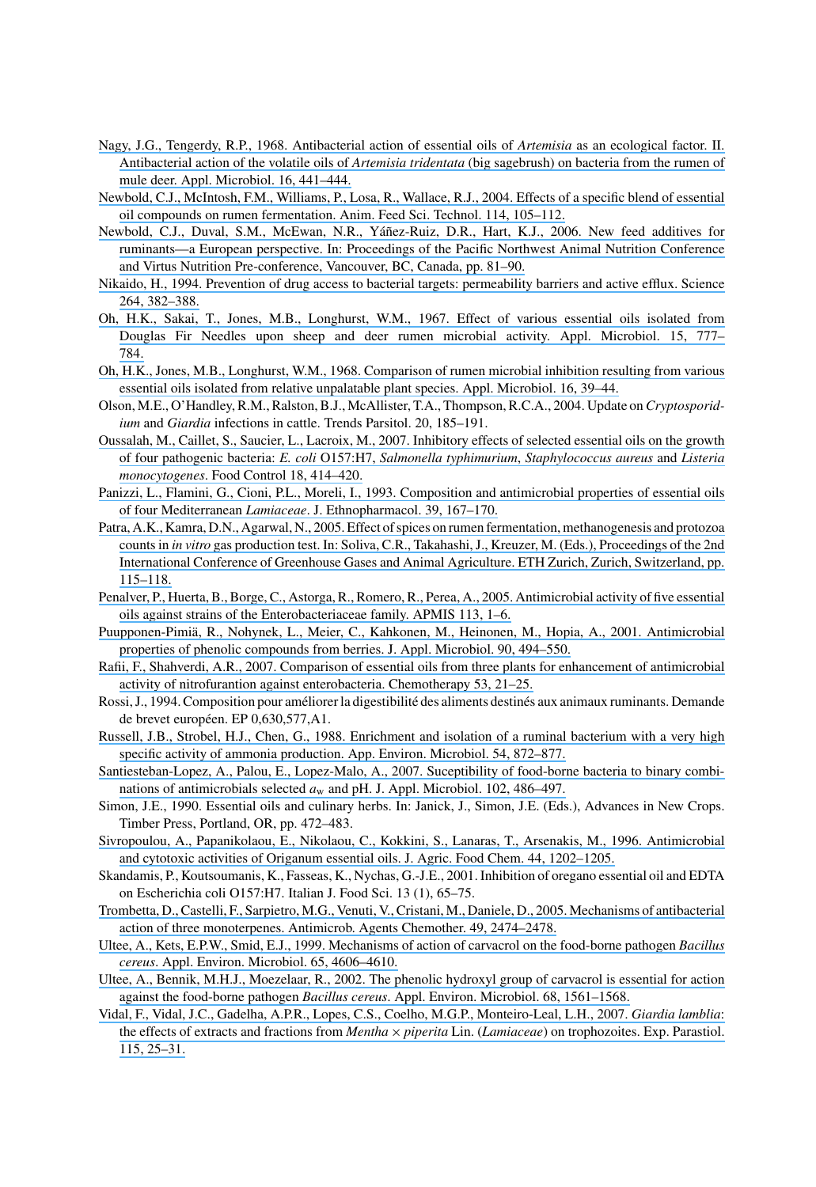Nagy, J.G., Tengerdy, R.P., 1968. Antibacterial action of essential oils of *Artemisia* as an ecological factor. II. Antibacterial action of the volatile oils of *Artemisia tridentata* (big sagebrush) on bacteria from the rumen of mule deer. Appl. Microbiol. 16, 441–444.

Newbold, C.J., McIntosh, F.M., Williams, P., Losa, R., Wallace, R.J., 2004. Effects of a specific blend of essential oil compounds on rumen fermentation. Anim. Feed Sci. Technol. 114, 105–112.

Newbold, C.J., Duval, S.M., McEwan, N.R., Yáñez-Ruiz, D.R., Hart, K.J., 2006. New feed additives for ruminants—a European perspective. In: Proceedings of the Pacific Northwest Animal Nutrition Conference and Virtus Nutrition Pre-conference, Vancouver, BC, Canada, pp. 81–90.

Nikaido, H., 1994. Prevention of drug access to bacterial targets: permeability barriers and active efflux. Science 264, 382–388.

Oh, H.K., Sakai, T., Jones, M.B., Longhurst, W.M., 1967. Effect of various essential oils isolated from Douglas Fir Needles upon sheep and deer rumen microbial activity. Appl. Microbiol. 15, 777–784.

Oh, H.K., Jones, M.B., Longhurst, W.M., 1968. Comparison of rumen microbial inhibition resulting from various essential oils isolated from relative unpalatable plant species. Appl. Microbiol. 16, 39–44.

Olson, M.E., O'Handley, R.M., Ralston, B.J., McAllister, T.A., Thompson, R.C.A., 2004. Update on *Cryptosporidium* and *Giardia* infections in cattle. Trends Parsitol. 20, 185–191.

Oussalah, M., Caillet, S., Saucier, L., Lacroix, M., 2007. Inhibitory effects of selected essential oils on the growth of four pathogenic bacteria: *E. coli* O157:H7, *Salmonella typhimurium*, *Staphylococcus aureus* and *Listeria monocytogenes*. Food Control 18, 414–420.

Panizzi, L., Flamini, G., Cioni, P.L., Moreli, I., 1993. Composition and antimicrobial properties of essential oils of four Mediterranean *Lamiaceae*. J. Ethnopharmacol. 39, 167–170.

Patra, A.K., Kamra, D.N., Agarwal, N., 2005. Effect of spices on rumen fermentation, methanogenesis and protozoa counts in *in vitro* gas production test. In: Soliva, C.R., Takahashi, J., Kreuzer, M. (Eds.), Proceedings of the 2nd International Conference of Greenhouse Gases and Animal Agriculture. ETH Zurich, Zurich, Switzerland, pp. 115–118.

Penalver, P., Huerta, B., Borge, C., Astorga, R., Romero, R., Perea, A., 2005. Antimicrobial activity of five essential oils against strains of the Enterobacteriaceae family. APMIS 113, 1–6.

Puupponen-Pimiä, R., Nohynek, L., Meier, C., Kahkonen, M., Heinonen, M., Hopia, A., 2001. Antimicrobial properties of phenolic compounds from berries. J. Appl. Microbiol. 90, 494–550.

Rafii, F., Shahverdi, A.R., 2007. Comparison of essential oils from three plants for enhancement of antimicrobial activity of nitrofurantion against enterobacteria. Chemotherapy 53, 21–25.

Rossi, J., 1994. Composition pour améliorer la digestibilité des aliments destinés aux animaux ruminants. Demande de brevet européen. EP 0,630,577,A1.

Russell, J.B., Strobel, H.J., Chen, G., 1988. Enrichment and isolation of a ruminal bacterium with a very high specific activity of ammonia production. App. Environ. Microbiol. 54, 872–877.

Santiesteban-Lopez, A., Palou, E., Lopez-Malo, A., 2007. Suceptibility of food-borne bacteria to binary combinations of antimicrobials selected $a_w$ and pH. J. Appl. Microbiol. 102, 486–497.

Simon, J.E., 1990. Essential oils and culinary herbs. In: Janick, J., Simon, J.E. (Eds.), Advances in New Crops. Timber Press, Portland, OR, pp. 472–483.

Sivropoulou, A., Papanikolaou, E., Nikolaou, C., Kokkini, S., Lanaras, T., Arsenakis, M., 1996. Antimicrobial and cytotoxic activities of Origanum essential oils. J. Agric. Food Chem. 44, 1202–1205.

Skandamis, P., Koutsoumanis, K., Fasseas, K., Nychas, G.-J.E., 2001. Inhibition of oregano essential oil and EDTA on Escherichia coli O157:H7. Italian J. Food Sci. 13 (1), 65–75.

Trombetta, D., Castelli, F., Sarpietro, M.G., Venuti, V., Cristani, M., Daniele, D., 2005. Mechanisms of antibacterial action of three monoterpenes. Antimicrob. Agents Chemother. 49, 2474–2478.

Ultee, A., Kets, E.P.W., Smid, E.J., 1999. Mechanisms of action of carvacrol on the food-borne pathogen *Bacillus cereus*. Appl. Environ. Microbiol. 65, 4606–4610.

Ultee, A., Bennik, M.H.J., Moezelaar, R., 2002. The phenolic hydroxyl group of carvacrol is essential for action against the food-borne pathogen *Bacillus cereus*. Appl. Environ. Microbiol. 68, 1561–1568.

Vidal, F., Vidal, J.C., Gadelha, A.P.R., Lopes, C.S., Coelho, M.G.P., Monteiro-Leal, L.H., 2007. *Giardia lamblia*: the effects of extracts and fractions from *Mentha* × *piperita* Lin. (*Lamiaceae*) on trophozoites. Exp. Parastiol. 115, 25–31.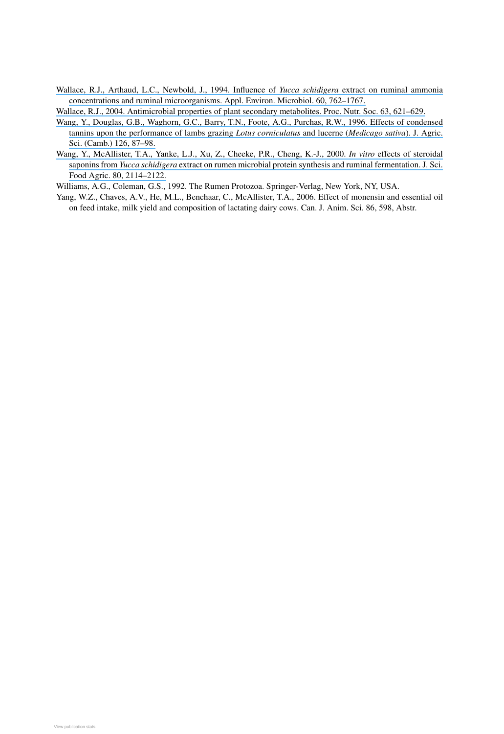Wallace, R.J., Arthaud, L.C., Newbold, J., 1994. Influence of *Yucca schidigera* extract on ruminal ammonia concentrations and ruminal microorganisms. Appl. Environ. Microbiol. 60, 762–1767.

Wallace, R.J., 2004. Antimicrobial properties of plant secondary metabolites. Proc. Nutr. Soc. 63, 621–629.

Wang, Y., Douglas, G.B., Waghorn, G.C., Barry, T.N., Foote, A.G., Purchas, R.W., 1996. Effects of condensed tannins upon the performance of lambs grazing *Lotus corniculatus* and lucerne (*Medicago sativa*). J. Agric. Sci. (Camb.) 126, 87–98.

Wang, Y., McAllister, T.A., Yanke, L.J., Xu, Z., Cheeke, P.R., Cheng, K.-J., 2000. *In vitro* effects of steroidal saponins from *Yucca schidigera* extract on rumen microbial protein synthesis and ruminal fermentation. J. Sci. Food Agric. 80, 2114–2122.

Williams, A.G., Coleman, G.S., 1992. The Rumen Protozoa. Springer-Verlag, New York, NY, USA.

Yang, W.Z., Chaves, A.V., He, M.L., Benchaar, C., McAllister, T.A., 2006. Effect of monensin and essential oil on feed intake, milk yield and composition of lactating dairy cows. Can. J. Anim. Sci. 86, 598, Abstr.